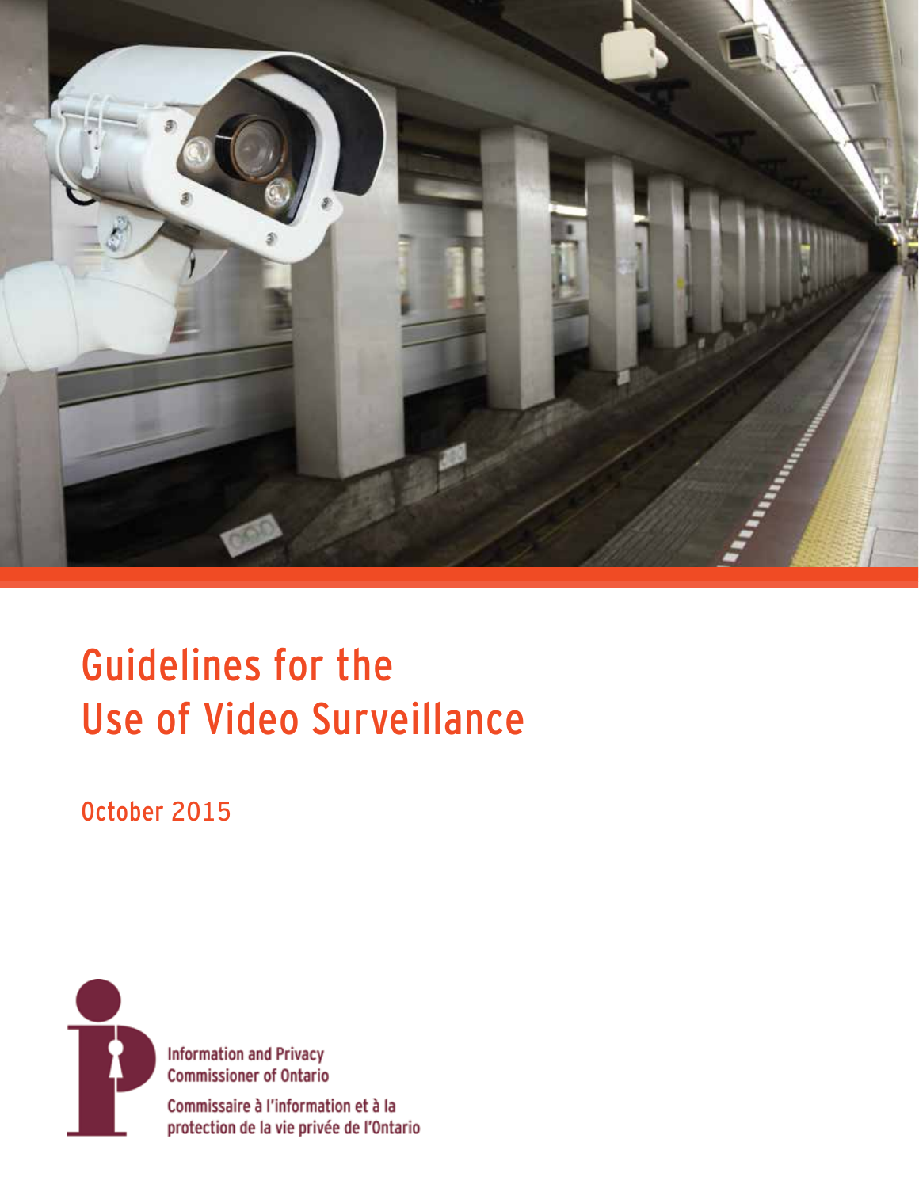# Guidelines for the Use of Video Surveillance

October 2015

Information and Privacy Commissioner of Ontario

Commissaire à l'information et à la protection de la vie privée de l'Ontario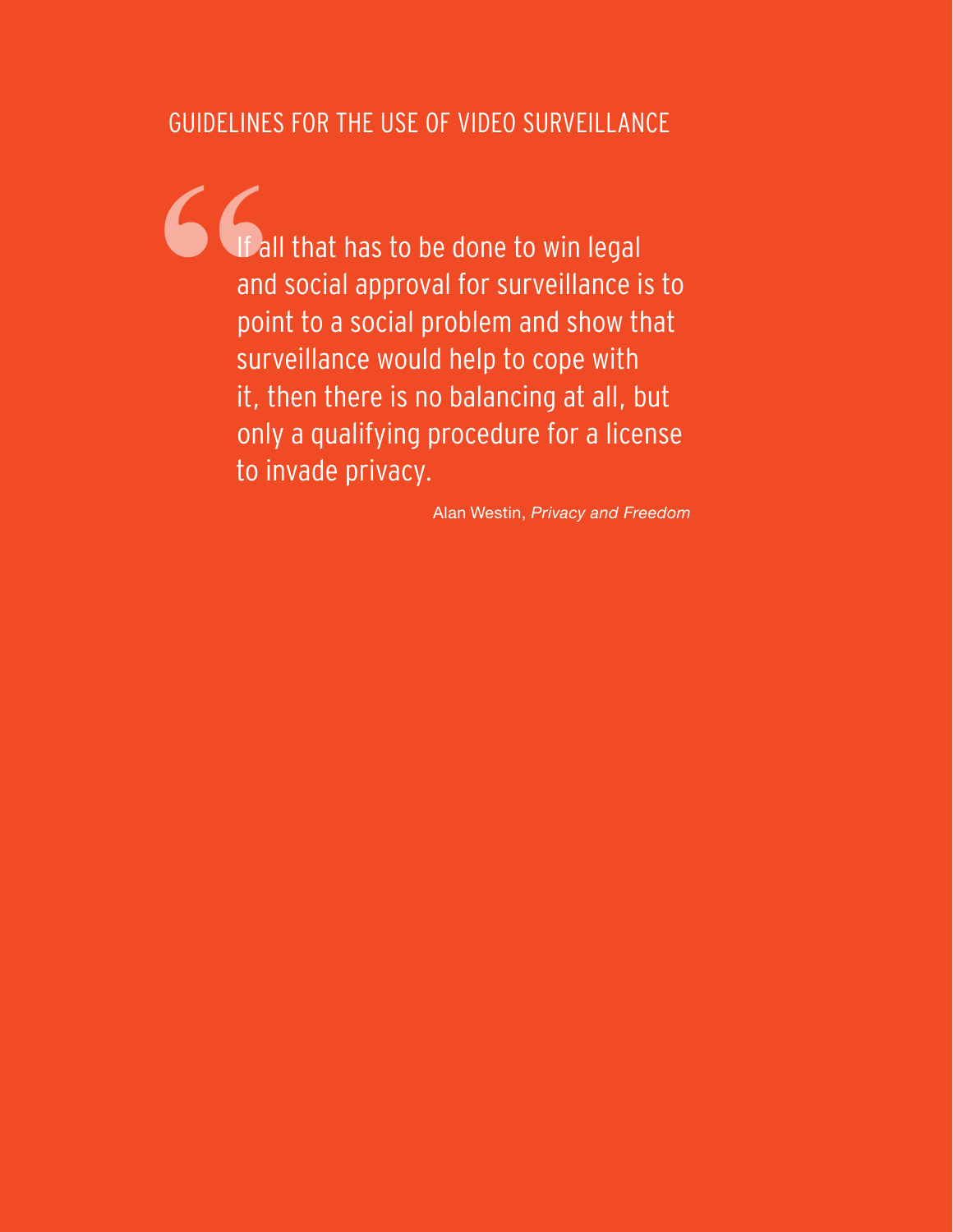GUIDELINES FOR THE USE OF VIDEO SURVEILLANCE

> "If all that has to be done to win legal and social approval for surveillance is to point to a social problem and show that surveillance would help to cope with it, then there is no balancing at all, but only a qualifying procedure for a license to invade privacy.
>
> Alan Westin, *Privacy and Freedom*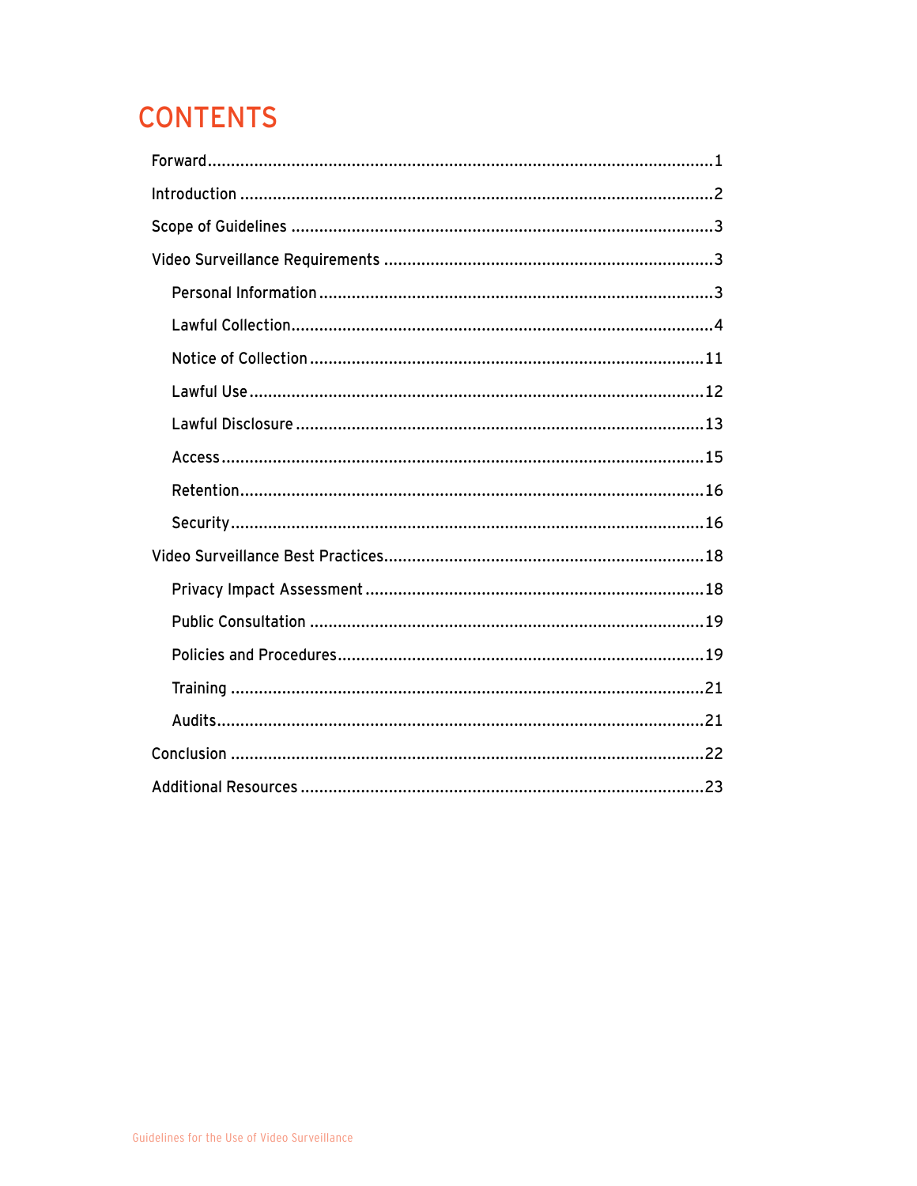# CONTENTS

- Forward ..... 1
- Introduction ..... 2
- Scope of Guidelines ..... 3
- Video Surveillance Requirements ..... 3
  - Personal Information ..... 3
  - Lawful Collection ..... 4
  - Notice of Collection ..... 11
  - Lawful Use ..... 12
  - Lawful Disclosure ..... 13
  - Access ..... 15
  - Retention ..... 16
  - Security ..... 16
- Video Surveillance Best Practices ..... 18
  - Privacy Impact Assessment ..... 18
  - Public Consultation ..... 19
  - Policies and Procedures ..... 19
  - Training ..... 21
  - Audits ..... 21
- Conclusion ..... 22
- Additional Resources ..... 23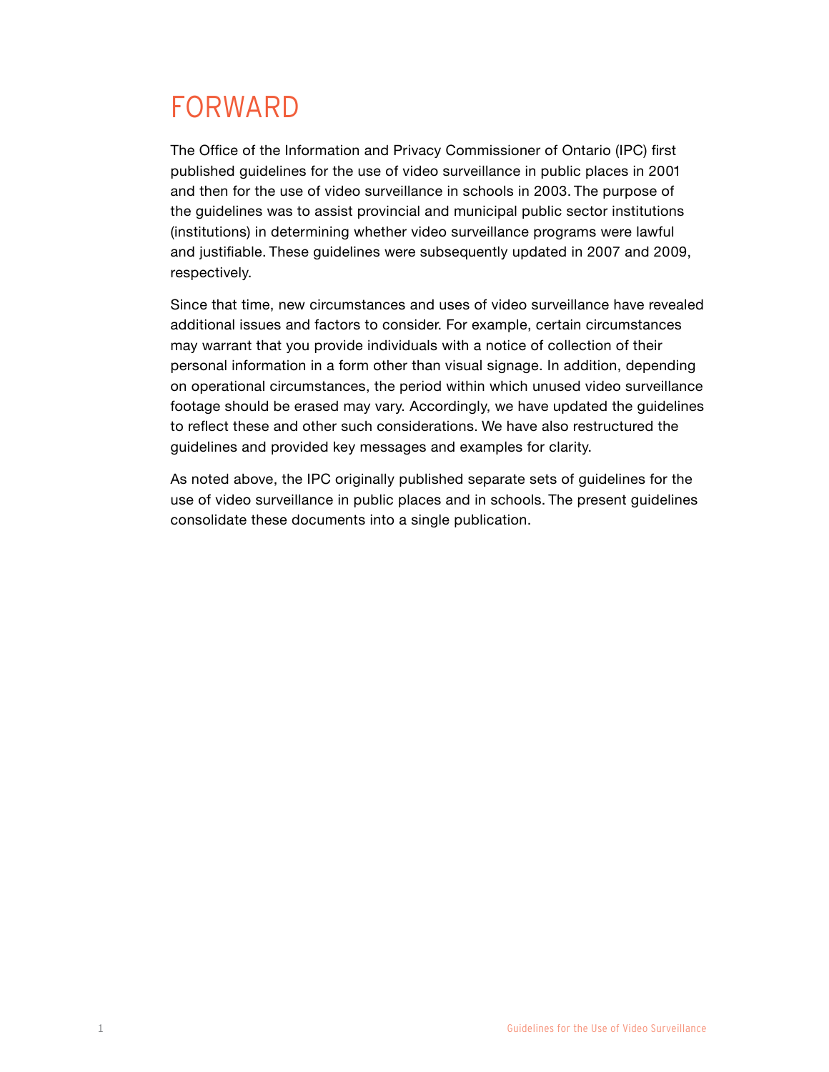# FORWARD

The Office of the Information and Privacy Commissioner of Ontario (IPC) first published guidelines for the use of video surveillance in public places in 2001 and then for the use of video surveillance in schools in 2003. The purpose of the guidelines was to assist provincial and municipal public sector institutions (institutions) in determining whether video surveillance programs were lawful and justifiable. These guidelines were subsequently updated in 2007 and 2009, respectively.

Since that time, new circumstances and uses of video surveillance have revealed additional issues and factors to consider. For example, certain circumstances may warrant that you provide individuals with a notice of collection of their personal information in a form other than visual signage. In addition, depending on operational circumstances, the period within which unused video surveillance footage should be erased may vary. Accordingly, we have updated the guidelines to reflect these and other such considerations. We have also restructured the guidelines and provided key messages and examples for clarity.

As noted above, the IPC originally published separate sets of guidelines for the use of video surveillance in public places and in schools. The present guidelines consolidate these documents into a single publication.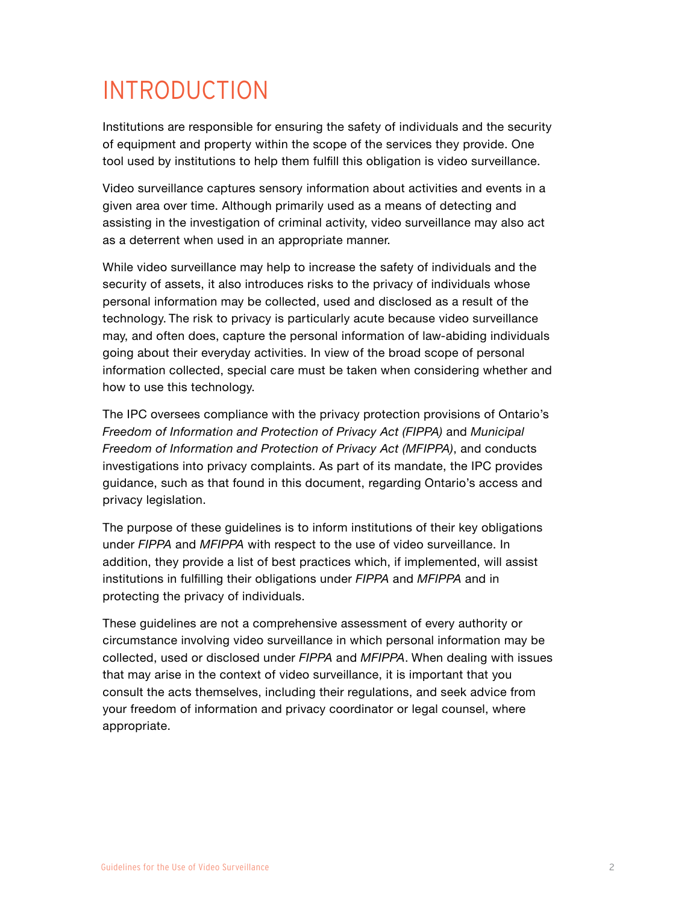# INTRODUCTION

Institutions are responsible for ensuring the safety of individuals and the security of equipment and property within the scope of the services they provide. One tool used by institutions to help them fulfill this obligation is video surveillance.

Video surveillance captures sensory information about activities and events in a given area over time. Although primarily used as a means of detecting and assisting in the investigation of criminal activity, video surveillance may also act as a deterrent when used in an appropriate manner.

While video surveillance may help to increase the safety of individuals and the security of assets, it also introduces risks to the privacy of individuals whose personal information may be collected, used and disclosed as a result of the technology. The risk to privacy is particularly acute because video surveillance may, and often does, capture the personal information of law-abiding individuals going about their everyday activities. In view of the broad scope of personal information collected, special care must be taken when considering whether and how to use this technology.

The IPC oversees compliance with the privacy protection provisions of Ontario's *Freedom of Information and Protection of Privacy Act (FIPPA)* and *Municipal Freedom of Information and Protection of Privacy Act (MFIPPA)*, and conducts investigations into privacy complaints. As part of its mandate, the IPC provides guidance, such as that found in this document, regarding Ontario's access and privacy legislation.

The purpose of these guidelines is to inform institutions of their key obligations under *FIPPA* and *MFIPPA* with respect to the use of video surveillance. In addition, they provide a list of best practices which, if implemented, will assist institutions in fulfilling their obligations under *FIPPA* and *MFIPPA* and in protecting the privacy of individuals.

These guidelines are not a comprehensive assessment of every authority or circumstance involving video surveillance in which personal information may be collected, used or disclosed under *FIPPA* and *MFIPPA*. When dealing with issues that may arise in the context of video surveillance, it is important that you consult the acts themselves, including their regulations, and seek advice from your freedom of information and privacy coordinator or legal counsel, where appropriate.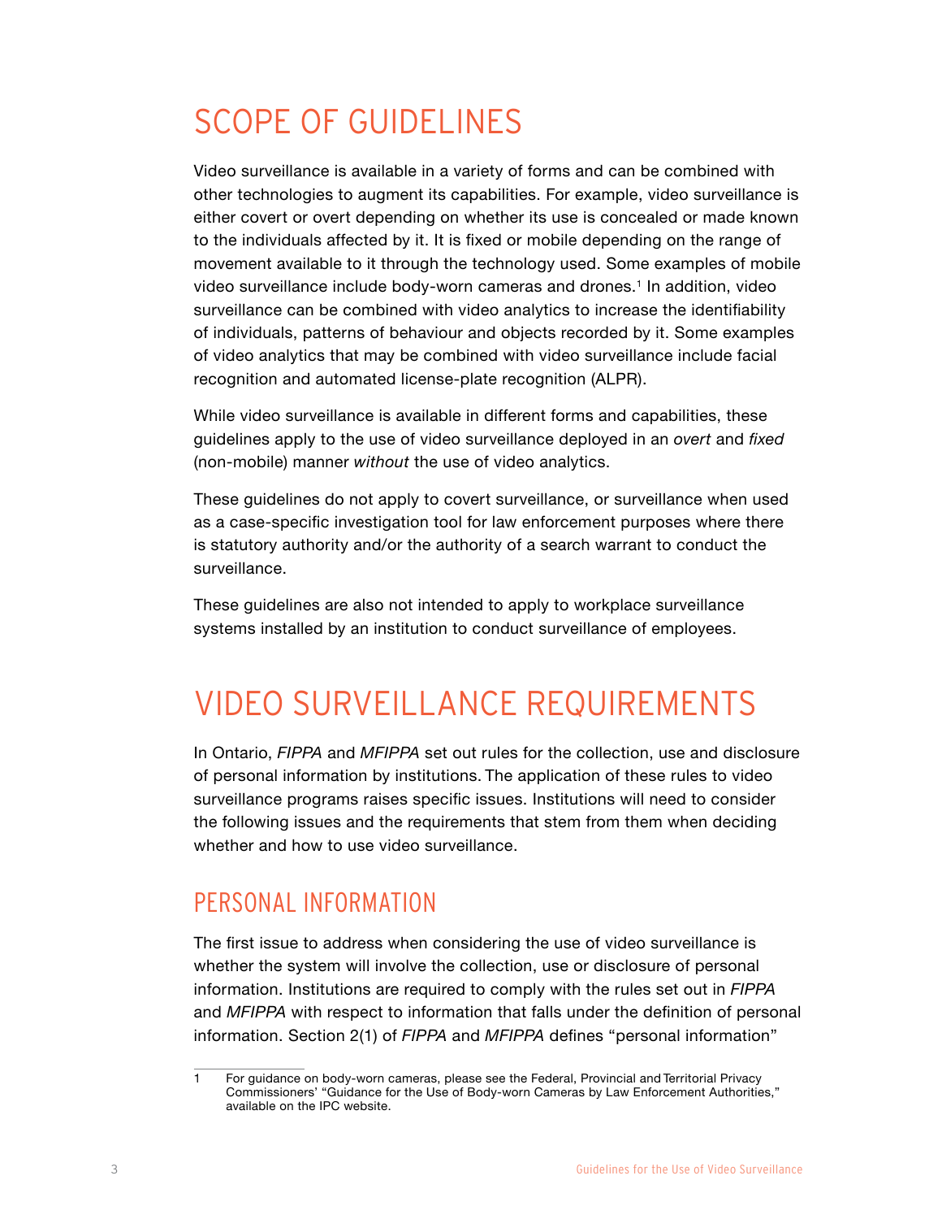# SCOPE OF GUIDELINES

Video surveillance is available in a variety of forms and can be combined with other technologies to augment its capabilities. For example, video surveillance is either covert or overt depending on whether its use is concealed or made known to the individuals affected by it. It is fixed or mobile depending on the range of movement available to it through the technology used. Some examples of mobile video surveillance include body-worn cameras and drones.[1] In addition, video surveillance can be combined with video analytics to increase the identifiability of individuals, patterns of behaviour and objects recorded by it. Some examples of video analytics that may be combined with video surveillance include facial recognition and automated license-plate recognition (ALPR).

While video surveillance is available in different forms and capabilities, these guidelines apply to the use of video surveillance deployed in an *overt* and *fixed* (non-mobile) manner *without* the use of video analytics.

These guidelines do not apply to covert surveillance, or surveillance when used as a case-specific investigation tool for law enforcement purposes where there is statutory authority and/or the authority of a search warrant to conduct the surveillance.

These guidelines are also not intended to apply to workplace surveillance systems installed by an institution to conduct surveillance of employees.

# VIDEO SURVEILLANCE REQUIREMENTS

In Ontario, *FIPPA* and *MFIPPA* set out rules for the collection, use and disclosure of personal information by institutions. The application of these rules to video surveillance programs raises specific issues. Institutions will need to consider the following issues and the requirements that stem from them when deciding whether and how to use video surveillance.

## PERSONAL INFORMATION

The first issue to address when considering the use of video surveillance is whether the system will involve the collection, use or disclosure of personal information. Institutions are required to comply with the rules set out in *FIPPA* and *MFIPPA* with respect to information that falls under the definition of personal information. Section 2(1) of *FIPPA* and *MFIPPA* defines "personal information"

1 For guidance on body-worn cameras, please see the Federal, Provincial and Territorial Privacy Commissioners' "Guidance for the Use of Body-worn Cameras by Law Enforcement Authorities," available on the IPC website.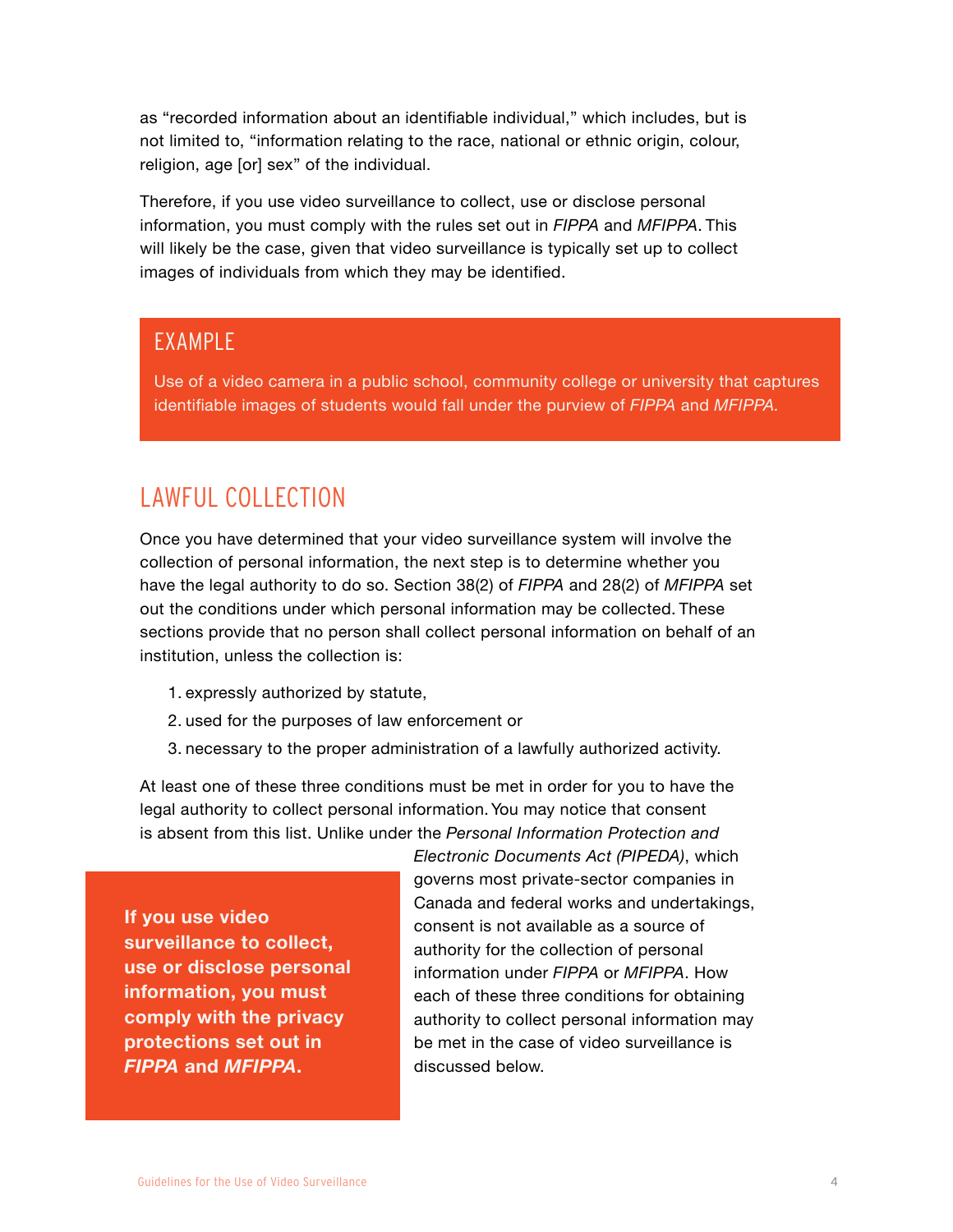as "recorded information about an identifiable individual," which includes, but is not limited to, "information relating to the race, national or ethnic origin, colour, religion, age [or] sex" of the individual.

Therefore, if you use video surveillance to collect, use or disclose personal information, you must comply with the rules set out in *FIPPA* and *MFIPPA*. This will likely be the case, given that video surveillance is typically set up to collect images of individuals from which they may be identified.

> **EXAMPLE**
>
> Use of a video camera in a public school, community college or university that captures identifiable images of students would fall under the purview of *FIPPA* and *MFIPPA.*

## LAWFUL COLLECTION

Once you have determined that your video surveillance system will involve the collection of personal information, the next step is to determine whether you have the legal authority to do so. Section 38(2) of *FIPPA* and 28(2) of *MFIPPA* set out the conditions under which personal information may be collected. These sections provide that no person shall collect personal information on behalf of an institution, unless the collection is:

1. expressly authorized by statute,
2. used for the purposes of law enforcement or
3. necessary to the proper administration of a lawfully authorized activity.

At least one of these three conditions must be met in order for you to have the legal authority to collect personal information. You may notice that consent is absent from this list. Unlike under the *Personal Information Protection and Electronic Documents Act (PIPEDA)*, which governs most private-sector companies in Canada and federal works and undertakings, consent is not available as a source of authority for the collection of personal information under *FIPPA* or *MFIPPA*. How each of these three conditions for obtaining authority to collect personal information may be met in the case of video surveillance is discussed below.

> **If you use video surveillance to collect, use or disclose personal information, you must comply with the privacy protections set out in *FIPPA* and *MFIPPA*.**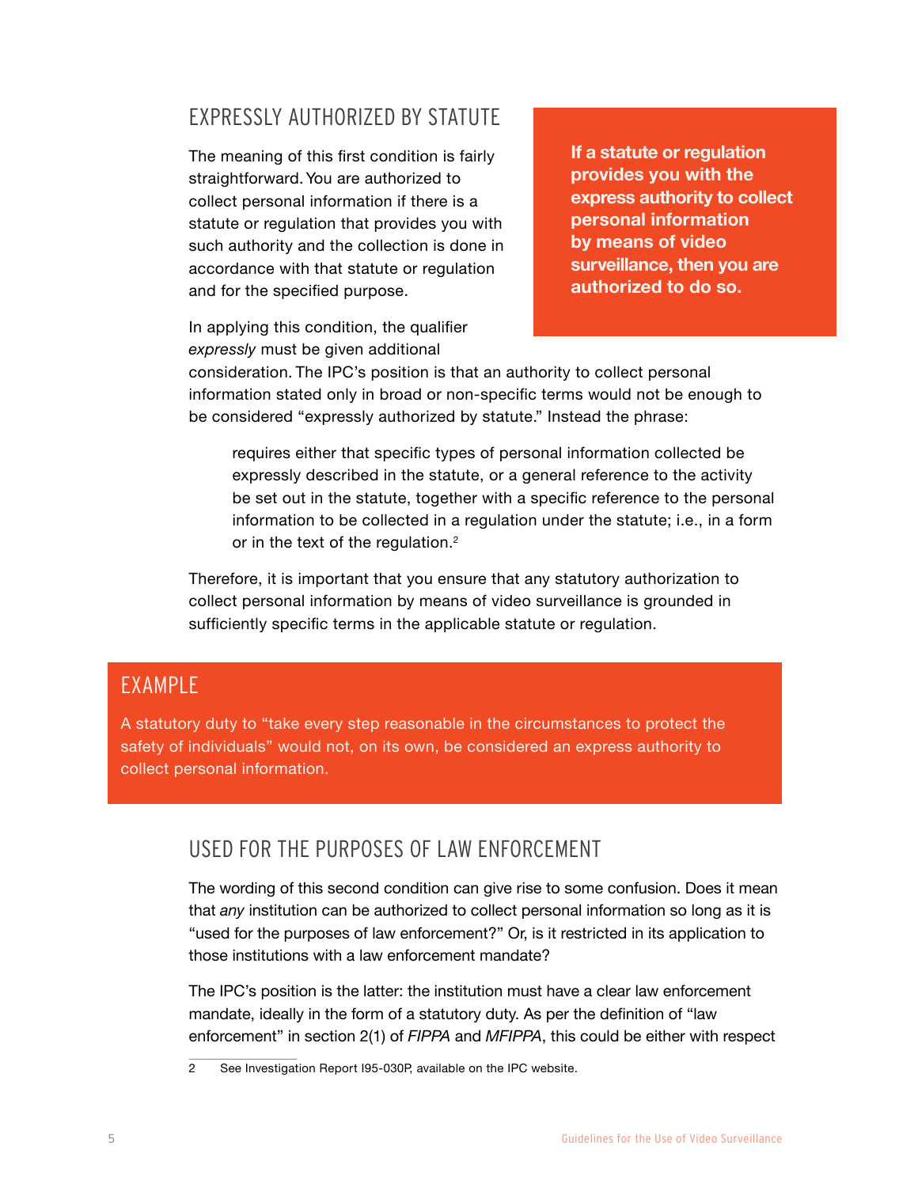## EXPRESSLY AUTHORIZED BY STATUTE

The meaning of this first condition is fairly straightforward. You are authorized to collect personal information if there is a statute or regulation that provides you with such authority and the collection is done in accordance with that statute or regulation and for the specified purpose.

**If a statute or regulation provides you with the express authority to collect personal information by means of video surveillance, then you are authorized to do so.**

In applying this condition, the qualifier *expressly* must be given additional consideration. The IPC's position is that an authority to collect personal information stated only in broad or non-specific terms would not be enough to be considered "expressly authorized by statute." Instead the phrase:

> requires either that specific types of personal information collected be expressly described in the statute, or a general reference to the activity be set out in the statute, together with a specific reference to the personal information to be collected in a regulation under the statute; i.e., in a form or in the text of the regulation.[2]

Therefore, it is important that you ensure that any statutory authorization to collect personal information by means of video surveillance is grounded in sufficiently specific terms in the applicable statute or regulation.

### EXAMPLE

A statutory duty to "take every step reasonable in the circumstances to protect the safety of individuals" would not, on its own, be considered an express authority to collect personal information.

## USED FOR THE PURPOSES OF LAW ENFORCEMENT

The wording of this second condition can give rise to some confusion. Does it mean that *any* institution can be authorized to collect personal information so long as it is "used for the purposes of law enforcement?" Or, is it restricted in its application to those institutions with a law enforcement mandate?

The IPC's position is the latter: the institution must have a clear law enforcement mandate, ideally in the form of a statutory duty. As per the definition of "law enforcement" in section 2(1) of *FIPPA* and *MFIPPA*, this could be either with respect

2 See Investigation Report I95-030P, available on the IPC website.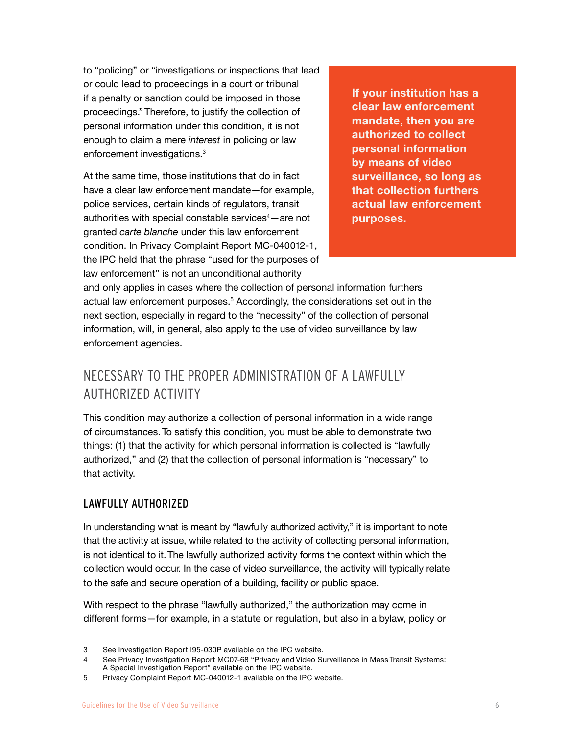to "policing" or "investigations or inspections that lead or could lead to proceedings in a court or tribunal if a penalty or sanction could be imposed in those proceedings." Therefore, to justify the collection of personal information under this condition, it is not enough to claim a mere *interest* in policing or law enforcement investigations.[3]

At the same time, those institutions that do in fact have a clear law enforcement mandate—for example, police services, certain kinds of regulators, transit authorities with special constable services[4]—are not granted *carte blanche* under this law enforcement condition. In Privacy Complaint Report MC-040012-1, the IPC held that the phrase "used for the purposes of law enforcement" is not an unconditional authority and only applies in cases where the collection of personal information furthers actual law enforcement purposes.[5] Accordingly, the considerations set out in the next section, especially in regard to the "necessity" of the collection of personal information, will, in general, also apply to the use of video surveillance by law enforcement agencies.

**If your institution has a clear law enforcement mandate, then you are authorized to collect personal information by means of video surveillance, so long as that collection furthers actual law enforcement purposes.**

## NECESSARY TO THE PROPER ADMINISTRATION OF A LAWFULLY AUTHORIZED ACTIVITY

This condition may authorize a collection of personal information in a wide range of circumstances. To satisfy this condition, you must be able to demonstrate two things: (1) that the activity for which personal information is collected is "lawfully authorized," and (2) that the collection of personal information is "necessary" to that activity.

### LAWFULLY AUTHORIZED

In understanding what is meant by "lawfully authorized activity," it is important to note that the activity at issue, while related to the activity of collecting personal information, is not identical to it. The lawfully authorized activity forms the context within which the collection would occur. In the case of video surveillance, the activity will typically relate to the safe and secure operation of a building, facility or public space.

With respect to the phrase "lawfully authorized," the authorization may come in different forms—for example, in a statute or regulation, but also in a bylaw, policy or

---

3 See Investigation Report I95-030P available on the IPC website.

4 See Privacy Investigation Report MC07-68 "Privacy and Video Surveillance in Mass Transit Systems: A Special Investigation Report" available on the IPC website.

5 Privacy Complaint Report MC-040012-1 available on the IPC website.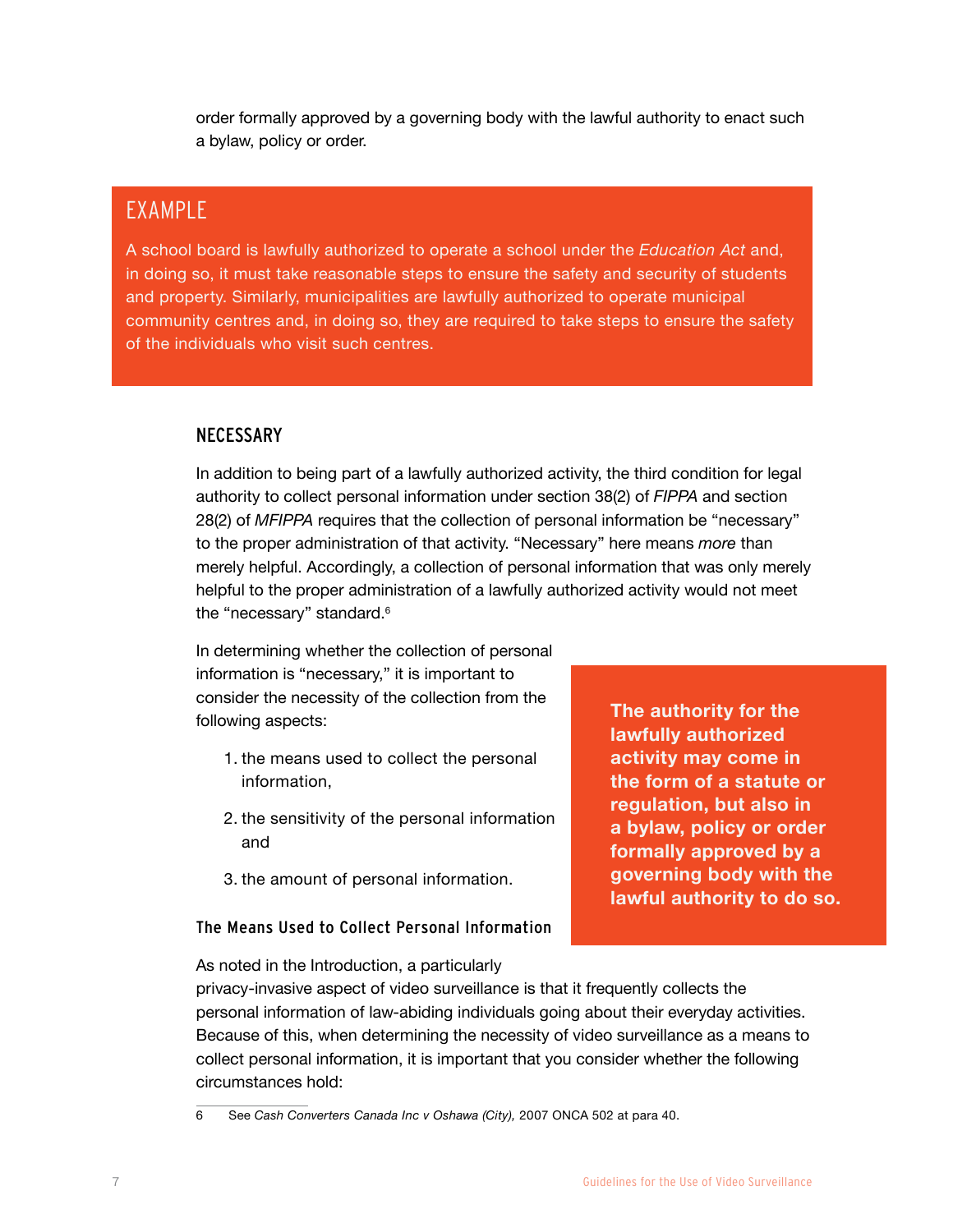order formally approved by a governing body with the lawful authority to enact such a bylaw, policy or order.

## EXAMPLE

A school board is lawfully authorized to operate a school under the *Education Act* and, in doing so, it must take reasonable steps to ensure the safety and security of students and property. Similarly, municipalities are lawfully authorized to operate municipal community centres and, in doing so, they are required to take steps to ensure the safety of the individuals who visit such centres.

### NECESSARY

In addition to being part of a lawfully authorized activity, the third condition for legal authority to collect personal information under section 38(2) of *FIPPA* and section 28(2) of *MFIPPA* requires that the collection of personal information be "necessary" to the proper administration of that activity. "Necessary" here means *more* than merely helpful. Accordingly, a collection of personal information that was only merely helpful to the proper administration of a lawfully authorized activity would not meet the "necessary" standard.[6]

In determining whether the collection of personal information is "necessary," it is important to consider the necessity of the collection from the following aspects:

1. the means used to collect the personal information,
2. the sensitivity of the personal information and
3. the amount of personal information.

**The authority for the lawfully authorized activity may come in the form of a statute or regulation, but also in a bylaw, policy or order formally approved by a governing body with the lawful authority to do so.**

#### The Means Used to Collect Personal Information

As noted in the Introduction, a particularly privacy-invasive aspect of video surveillance is that it frequently collects the personal information of law-abiding individuals going about their everyday activities. Because of this, when determining the necessity of video surveillance as a means to collect personal information, it is important that you consider whether the following circumstances hold:

---

6 See *Cash Converters Canada Inc v Oshawa (City),* 2007 ONCA 502 at para 40.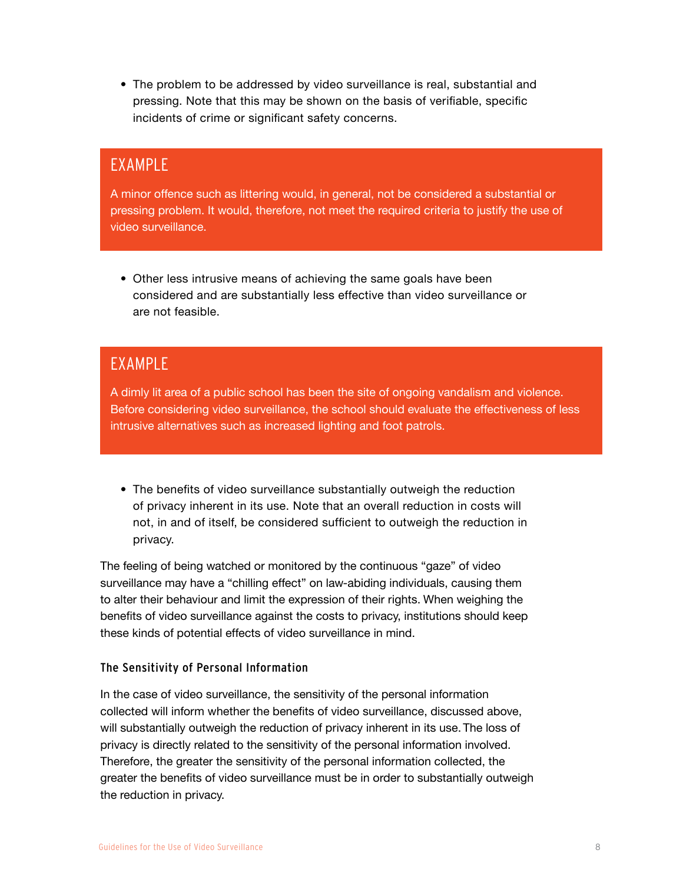- The problem to be addressed by video surveillance is real, substantial and pressing. Note that this may be shown on the basis of verifiable, specific incidents of crime or significant safety concerns.

> **EXAMPLE**
>
> A minor offence such as littering would, in general, not be considered a substantial or pressing problem. It would, therefore, not meet the required criteria to justify the use of video surveillance.

- Other less intrusive means of achieving the same goals have been considered and are substantially less effective than video surveillance or are not feasible.

> **EXAMPLE**
>
> A dimly lit area of a public school has been the site of ongoing vandalism and violence. Before considering video surveillance, the school should evaluate the effectiveness of less intrusive alternatives such as increased lighting and foot patrols.

- The benefits of video surveillance substantially outweigh the reduction of privacy inherent in its use. Note that an overall reduction in costs will not, in and of itself, be considered sufficient to outweigh the reduction in privacy.

The feeling of being watched or monitored by the continuous "gaze" of video surveillance may have a "chilling effect" on law-abiding individuals, causing them to alter their behaviour and limit the expression of their rights. When weighing the benefits of video surveillance against the costs to privacy, institutions should keep these kinds of potential effects of video surveillance in mind.

### The Sensitivity of Personal Information

In the case of video surveillance, the sensitivity of the personal information collected will inform whether the benefits of video surveillance, discussed above, will substantially outweigh the reduction of privacy inherent in its use. The loss of privacy is directly related to the sensitivity of the personal information involved. Therefore, the greater the sensitivity of the personal information collected, the greater the benefits of video surveillance must be in order to substantially outweigh the reduction in privacy.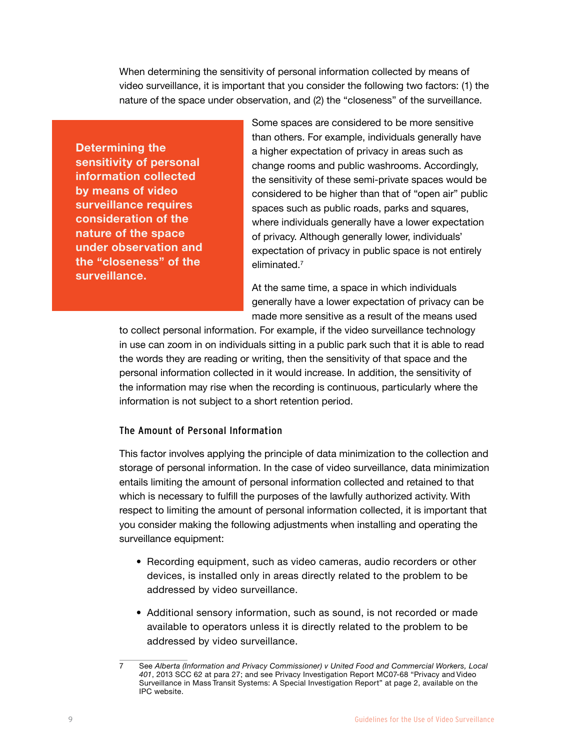When determining the sensitivity of personal information collected by means of video surveillance, it is important that you consider the following two factors: (1) the nature of the space under observation, and (2) the "closeness" of the surveillance.

**Determining the sensitivity of personal information collected by means of video surveillance requires consideration of the nature of the space under observation and the "closeness" of the surveillance.**

Some spaces are considered to be more sensitive than others. For example, individuals generally have a higher expectation of privacy in areas such as change rooms and public washrooms. Accordingly, the sensitivity of these semi-private spaces would be considered to be higher than that of "open air" public spaces such as public roads, parks and squares, where individuals generally have a lower expectation of privacy. Although generally lower, individuals' expectation of privacy in public space is not entirely eliminated.[7]

At the same time, a space in which individuals generally have a lower expectation of privacy can be made more sensitive as a result of the means used to collect personal information. For example, if the video surveillance technology in use can zoom in on individuals sitting in a public park such that it is able to read the words they are reading or writing, then the sensitivity of that space and the personal information collected in it would increase. In addition, the sensitivity of the information may rise when the recording is continuous, particularly where the information is not subject to a short retention period.

### The Amount of Personal Information

This factor involves applying the principle of data minimization to the collection and storage of personal information. In the case of video surveillance, data minimization entails limiting the amount of personal information collected and retained to that which is necessary to fulfill the purposes of the lawfully authorized activity. With respect to limiting the amount of personal information collected, it is important that you consider making the following adjustments when installing and operating the surveillance equipment:

- Recording equipment, such as video cameras, audio recorders or other devices, is installed only in areas directly related to the problem to be addressed by video surveillance.
- Additional sensory information, such as sound, is not recorded or made available to operators unless it is directly related to the problem to be addressed by video surveillance.

---

7 See *Alberta (Information and Privacy Commissioner) v United Food and Commercial Workers, Local 401*, 2013 SCC 62 at para 27; and see Privacy Investigation Report MC07-68 "Privacy and Video Surveillance in Mass Transit Systems: A Special Investigation Report" at page 2, available on the IPC website.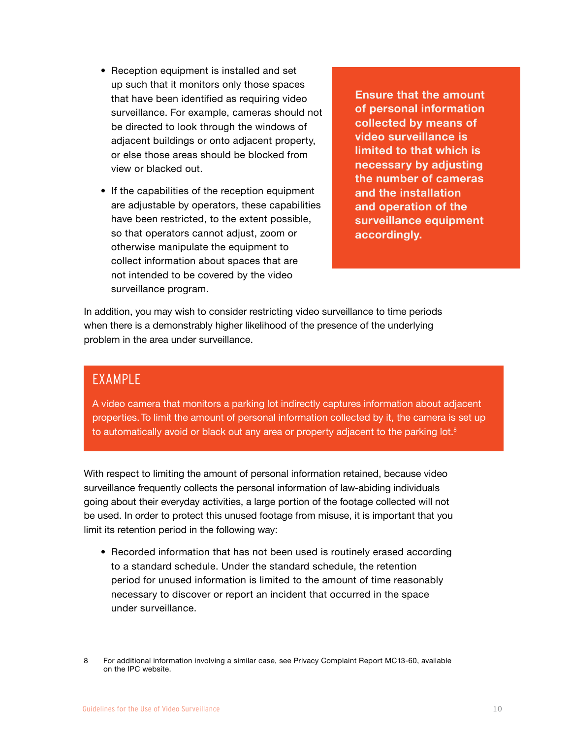- Reception equipment is installed and set up such that it monitors only those spaces that have been identified as requiring video surveillance. For example, cameras should not be directed to look through the windows of adjacent buildings or onto adjacent property, or else those areas should be blocked from view or blacked out.
- If the capabilities of the reception equipment are adjustable by operators, these capabilities have been restricted, to the extent possible, so that operators cannot adjust, zoom or otherwise manipulate the equipment to collect information about spaces that are not intended to be covered by the video surveillance program.

**Ensure that the amount of personal information collected by means of video surveillance is limited to that which is necessary by adjusting the number of cameras and the installation and operation of the surveillance equipment accordingly.**

In addition, you may wish to consider restricting video surveillance to time periods when there is a demonstrably higher likelihood of the presence of the underlying problem in the area under surveillance.

## EXAMPLE

A video camera that monitors a parking lot indirectly captures information about adjacent properties. To limit the amount of personal information collected by it, the camera is set up to automatically avoid or black out any area or property adjacent to the parking lot.[8]

With respect to limiting the amount of personal information retained, because video surveillance frequently collects the personal information of law-abiding individuals going about their everyday activities, a large portion of the footage collected will not be used. In order to protect this unused footage from misuse, it is important that you limit its retention period in the following way:

- Recorded information that has not been used is routinely erased according to a standard schedule. Under the standard schedule, the retention period for unused information is limited to the amount of time reasonably necessary to discover or report an incident that occurred in the space under surveillance.

---

8 For additional information involving a similar case, see Privacy Complaint Report MC13-60, available on the IPC website.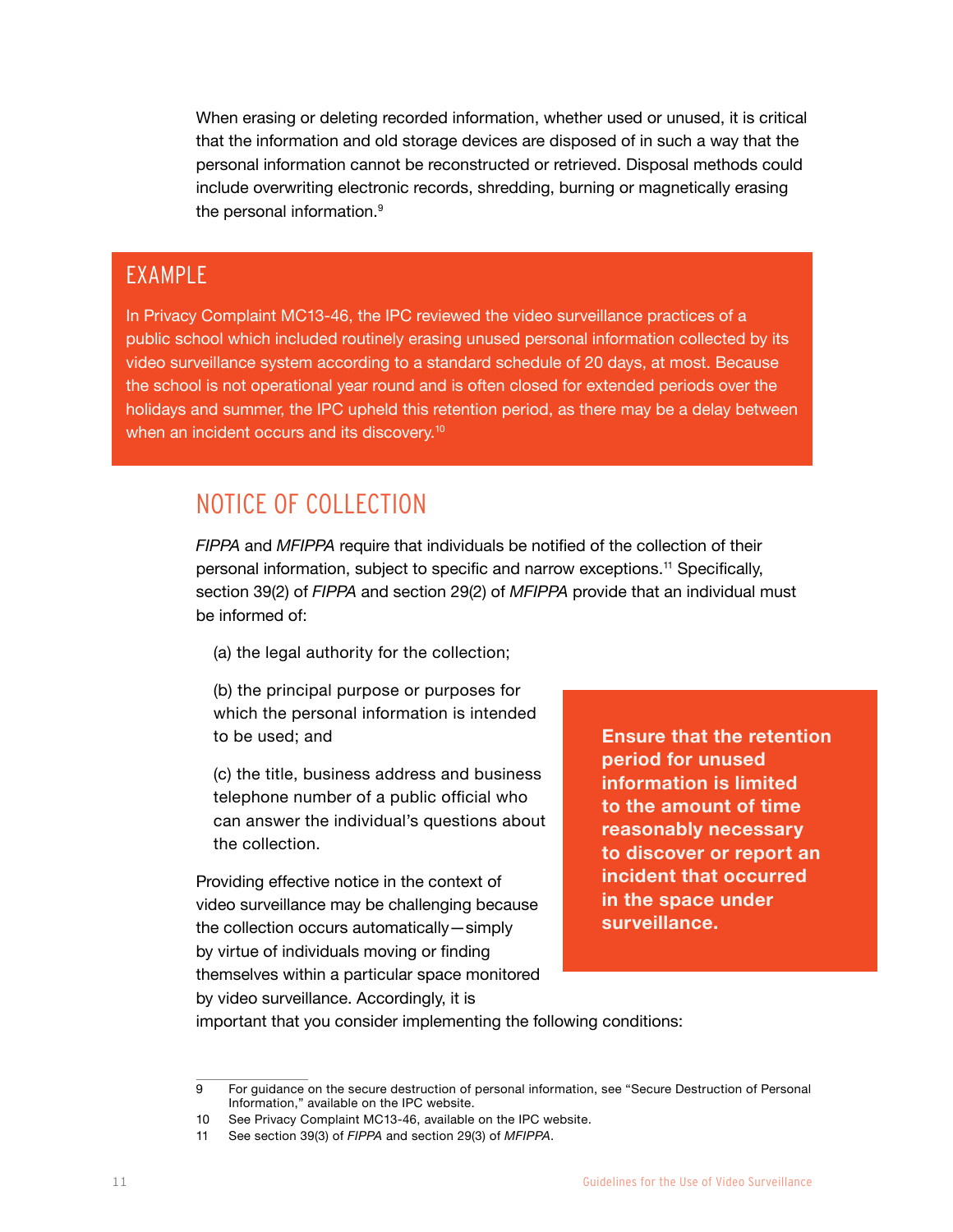When erasing or deleting recorded information, whether used or unused, it is critical that the information and old storage devices are disposed of in such a way that the personal information cannot be reconstructed or retrieved. Disposal methods could include overwriting electronic records, shredding, burning or magnetically erasing the personal information.[9]

## EXAMPLE

In Privacy Complaint MC13-46, the IPC reviewed the video surveillance practices of a public school which included routinely erasing unused personal information collected by its video surveillance system according to a standard schedule of 20 days, at most. Because the school is not operational year round and is often closed for extended periods over the holidays and summer, the IPC upheld this retention period, as there may be a delay between when an incident occurs and its discovery.[10]

## NOTICE OF COLLECTION

*FIPPA* and *MFIPPA* require that individuals be notified of the collection of their personal information, subject to specific and narrow exceptions.[11] Specifically, section 39(2) of *FIPPA* and section 29(2) of *MFIPPA* provide that an individual must be informed of:

(a) the legal authority for the collection;

(b) the principal purpose or purposes for which the personal information is intended to be used; and

(c) the title, business address and business telephone number of a public official who can answer the individual's questions about the collection.

**Ensure that the retention period for unused information is limited to the amount of time reasonably necessary to discover or report an incident that occurred in the space under surveillance.**

Providing effective notice in the context of video surveillance may be challenging because the collection occurs automatically—simply by virtue of individuals moving or finding themselves within a particular space monitored by video surveillance. Accordingly, it is important that you consider implementing the following conditions:

---

9 For guidance on the secure destruction of personal information, see "Secure Destruction of Personal Information," available on the IPC website.

10 See Privacy Complaint MC13-46, available on the IPC website.

11 See section 39(3) of *FIPPA* and section 29(3) of *MFIPPA*.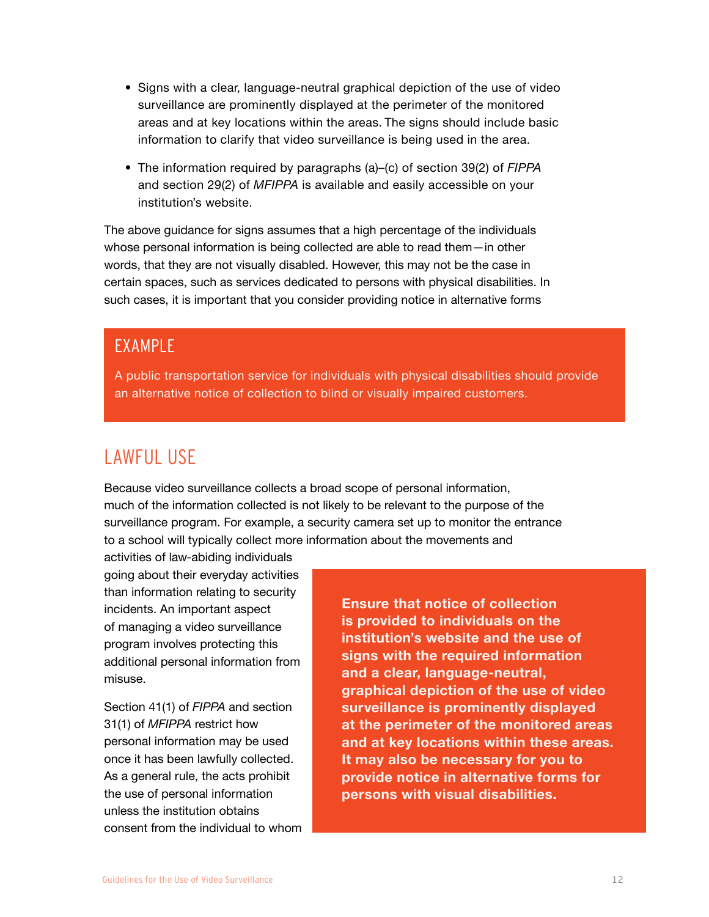- Signs with a clear, language-neutral graphical depiction of the use of video surveillance are prominently displayed at the perimeter of the monitored areas and at key locations within the areas. The signs should include basic information to clarify that video surveillance is being used in the area.
- The information required by paragraphs (a)–(c) of section 39(2) of *FIPPA* and section 29(2) of *MFIPPA* is available and easily accessible on your institution's website.

The above guidance for signs assumes that a high percentage of the individuals whose personal information is being collected are able to read them—in other words, that they are not visually disabled. However, this may not be the case in certain spaces, such as services dedicated to persons with physical disabilities. In such cases, it is important that you consider providing notice in alternative forms

> **EXAMPLE**
>
> A public transportation service for individuals with physical disabilities should provide an alternative notice of collection to blind or visually impaired customers.

## LAWFUL USE

Because video surveillance collects a broad scope of personal information, much of the information collected is not likely to be relevant to the purpose of the surveillance program. For example, a security camera set up to monitor the entrance to a school will typically collect more information about the movements and activities of law-abiding individuals going about their everyday activities than information relating to security incidents. An important aspect of managing a video surveillance program involves protecting this additional personal information from misuse.

Section 41(1) of *FIPPA* and section 31(1) of *MFIPPA* restrict how personal information may be used once it has been lawfully collected. As a general rule, the acts prohibit the use of personal information unless the institution obtains consent from the individual to whom

> **Ensure that notice of collection is provided to individuals on the institution's website and the use of signs with the required information and a clear, language-neutral, graphical depiction of the use of video surveillance is prominently displayed at the perimeter of the monitored areas and at key locations within these areas. It may also be necessary for you to provide notice in alternative forms for persons with visual disabilities.**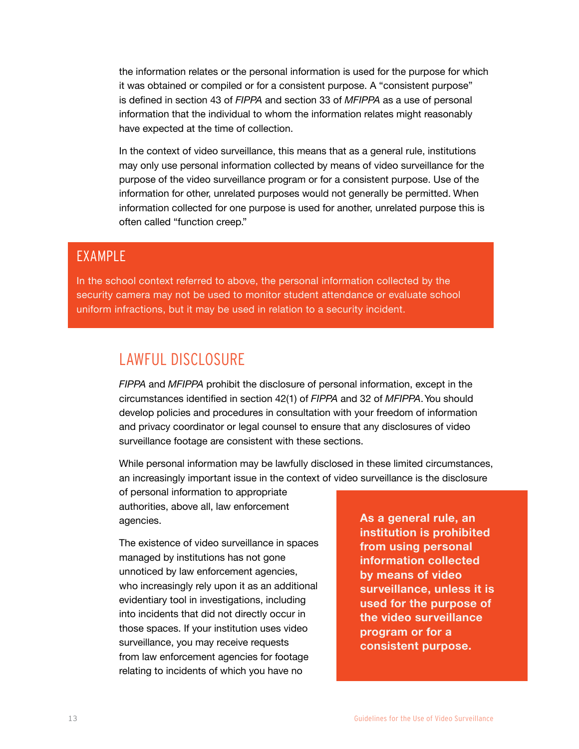the information relates or the personal information is used for the purpose for which it was obtained or compiled or for a consistent purpose. A “consistent purpose” is defined in section 43 of *FIPPA* and section 33 of *MFIPPA* as a use of personal information that the individual to whom the information relates might reasonably have expected at the time of collection.

In the context of video surveillance, this means that as a general rule, institutions may only use personal information collected by means of video surveillance for the purpose of the video surveillance program or for a consistent purpose. Use of the information for other, unrelated purposes would not generally be permitted. When information collected for one purpose is used for another, unrelated purpose this is often called “function creep.”

### EXAMPLE

In the school context referred to above, the personal information collected by the security camera may not be used to monitor student attendance or evaluate school uniform infractions, but it may be used in relation to a security incident.

## LAWFUL DISCLOSURE

*FIPPA* and *MFIPPA* prohibit the disclosure of personal information, except in the circumstances identified in section 42(1) of *FIPPA* and 32 of *MFIPPA*. You should develop policies and procedures in consultation with your freedom of information and privacy coordinator or legal counsel to ensure that any disclosures of video surveillance footage are consistent with these sections.

While personal information may be lawfully disclosed in these limited circumstances, an increasingly important issue in the context of video surveillance is the disclosure of personal information to appropriate authorities, above all, law enforcement agencies.

**As a general rule, an institution is prohibited from using personal information collected by means of video surveillance, unless it is used for the purpose of the video surveillance program or for a consistent purpose.**

The existence of video surveillance in spaces managed by institutions has not gone unnoticed by law enforcement agencies, who increasingly rely upon it as an additional evidentiary tool in investigations, including into incidents that did not directly occur in those spaces. If your institution uses video surveillance, you may receive requests from law enforcement agencies for footage relating to incidents of which you have no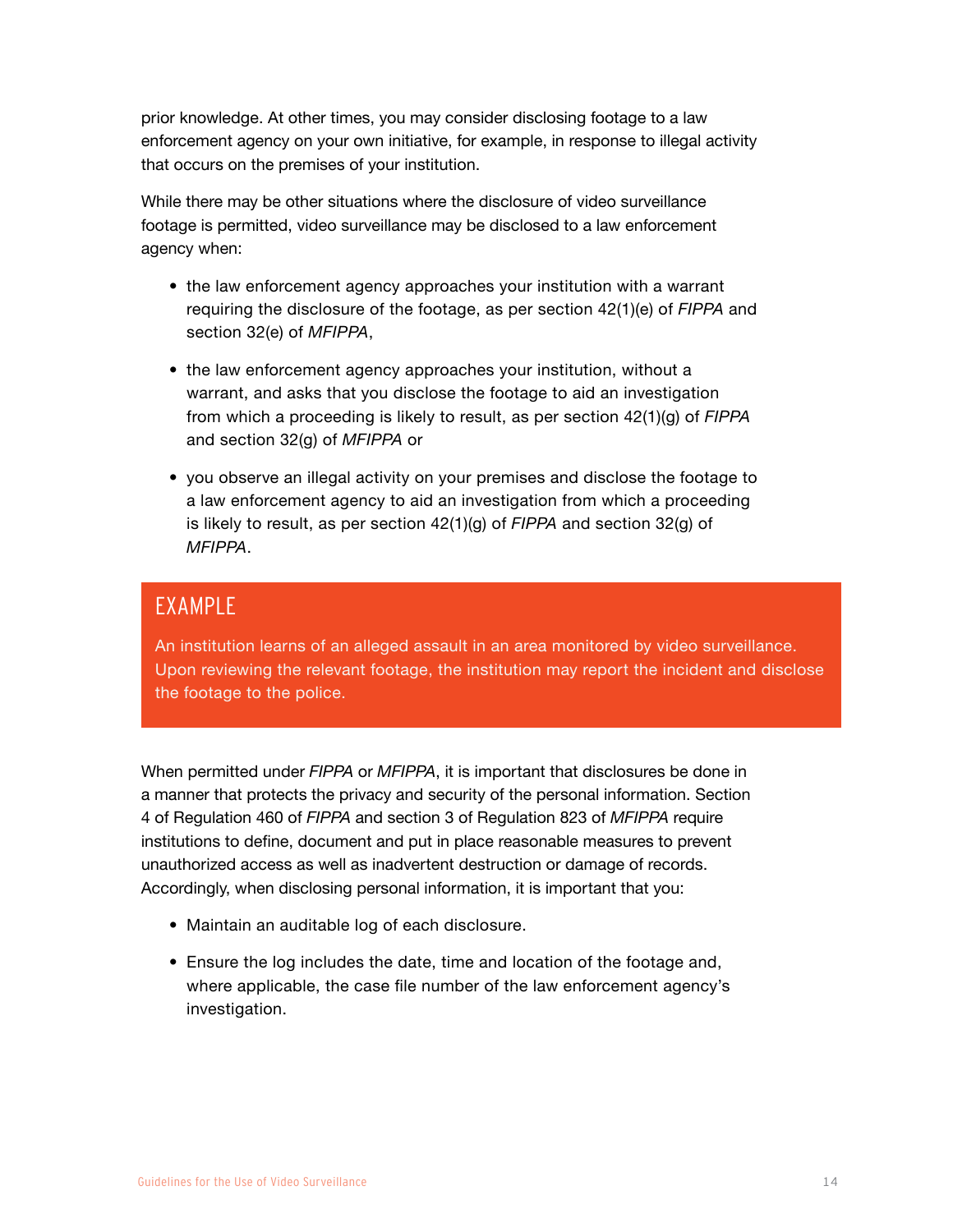prior knowledge. At other times, you may consider disclosing footage to a law enforcement agency on your own initiative, for example, in response to illegal activity that occurs on the premises of your institution.

While there may be other situations where the disclosure of video surveillance footage is permitted, video surveillance may be disclosed to a law enforcement agency when:

- the law enforcement agency approaches your institution with a warrant requiring the disclosure of the footage, as per section 42(1)(e) of *FIPPA* and section 32(e) of *MFIPPA*,
- the law enforcement agency approaches your institution, without a warrant, and asks that you disclose the footage to aid an investigation from which a proceeding is likely to result, as per section 42(1)(g) of *FIPPA* and section 32(g) of *MFIPPA* or
- you observe an illegal activity on your premises and disclose the footage to a law enforcement agency to aid an investigation from which a proceeding is likely to result, as per section 42(1)(g) of *FIPPA* and section 32(g) of *MFIPPA*.

## EXAMPLE

An institution learns of an alleged assault in an area monitored by video surveillance. Upon reviewing the relevant footage, the institution may report the incident and disclose the footage to the police.

When permitted under *FIPPA* or *MFIPPA*, it is important that disclosures be done in a manner that protects the privacy and security of the personal information. Section 4 of Regulation 460 of *FIPPA* and section 3 of Regulation 823 of *MFIPPA* require institutions to define, document and put in place reasonable measures to prevent unauthorized access as well as inadvertent destruction or damage of records. Accordingly, when disclosing personal information, it is important that you:

- Maintain an auditable log of each disclosure.
- Ensure the log includes the date, time and location of the footage and, where applicable, the case file number of the law enforcement agency's investigation.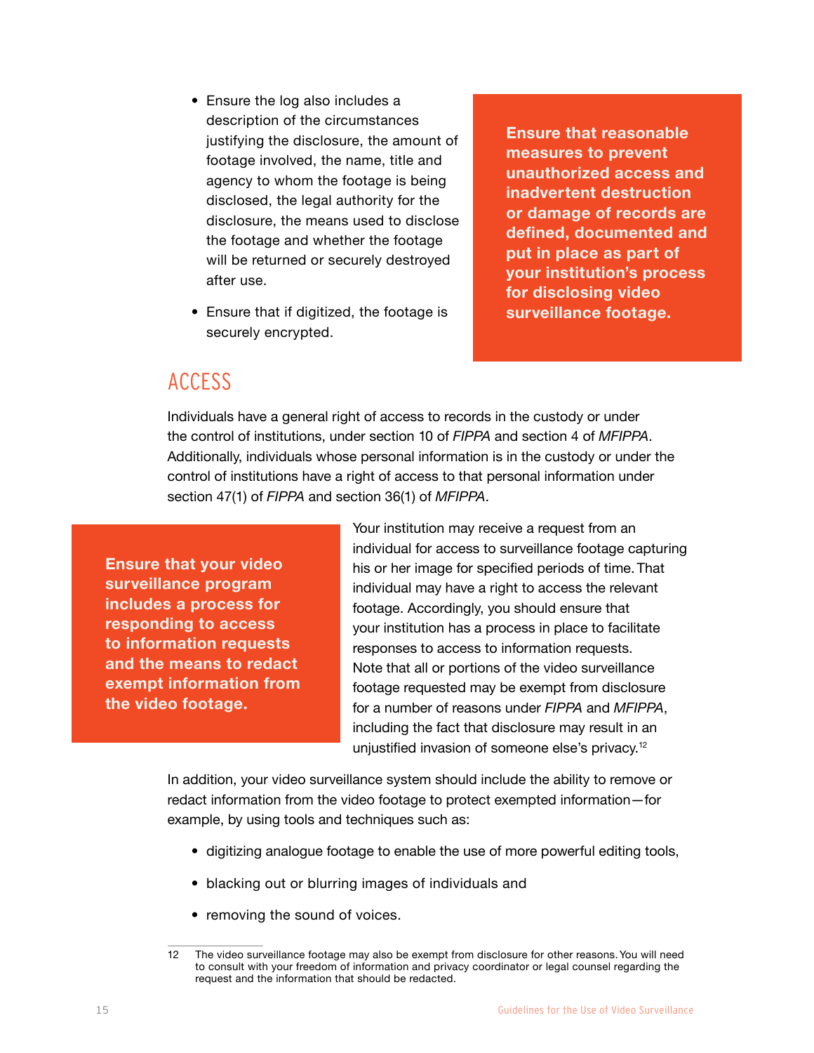- Ensure the log also includes a description of the circumstances justifying the disclosure, the amount of footage involved, the name, title and agency to whom the footage is being disclosed, the legal authority for the disclosure, the means used to disclose the footage and whether the footage will be returned or securely destroyed after use.
- Ensure that if digitized, the footage is securely encrypted.

**Ensure that reasonable measures to prevent unauthorized access and inadvertent destruction or damage of records are defined, documented and put in place as part of your institution's process for disclosing video surveillance footage.**

## ACCESS

Individuals have a general right of access to records in the custody or under the control of institutions, under section 10 of *FIPPA* and section 4 of *MFIPPA*. Additionally, individuals whose personal information is in the custody or under the control of institutions have a right of access to that personal information under section 47(1) of *FIPPA* and section 36(1) of *MFIPPA*.

**Ensure that your video surveillance program includes a process for responding to access to information requests and the means to redact exempt information from the video footage.**

Your institution may receive a request from an individual for access to surveillance footage capturing his or her image for specified periods of time. That individual may have a right to access the relevant footage. Accordingly, you should ensure that your institution has a process in place to facilitate responses to access to information requests. Note that all or portions of the video surveillance footage requested may be exempt from disclosure for a number of reasons under *FIPPA* and *MFIPPA*, including the fact that disclosure may result in an unjustified invasion of someone else's privacy.[12]

In addition, your video surveillance system should include the ability to remove or redact information from the video footage to protect exempted information—for example, by using tools and techniques such as:

- digitizing analogue footage to enable the use of more powerful editing tools,
- blacking out or blurring images of individuals and
- removing the sound of voices.

---

12 The video surveillance footage may also be exempt from disclosure for other reasons. You will need to consult with your freedom of information and privacy coordinator or legal counsel regarding the request and the information that should be redacted.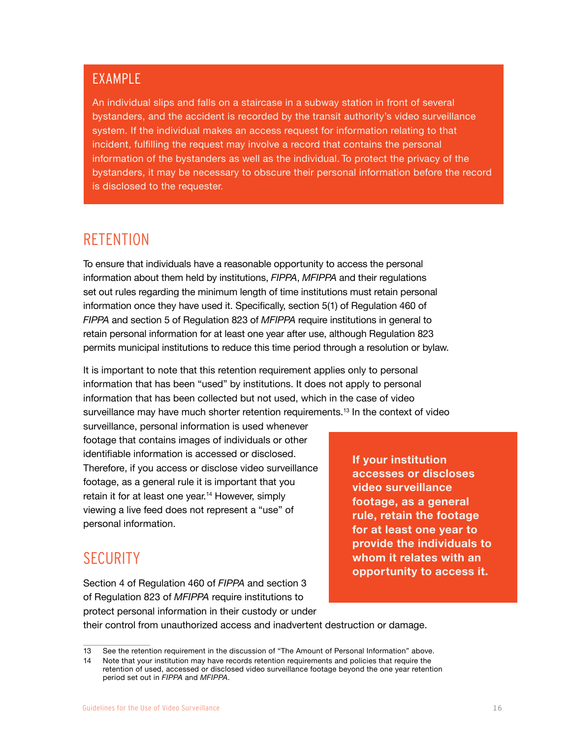## EXAMPLE

An individual slips and falls on a staircase in a subway station in front of several bystanders, and the accident is recorded by the transit authority's video surveillance system. If the individual makes an access request for information relating to that incident, fulfilling the request may involve a record that contains the personal information of the bystanders as well as the individual. To protect the privacy of the bystanders, it may be necessary to obscure their personal information before the record is disclosed to the requester.

## RETENTION

To ensure that individuals have a reasonable opportunity to access the personal information about them held by institutions, *FIPPA*, *MFIPPA* and their regulations set out rules regarding the minimum length of time institutions must retain personal information once they have used it. Specifically, section 5(1) of Regulation 460 of *FIPPA* and section 5 of Regulation 823 of *MFIPPA* require institutions in general to retain personal information for at least one year after use, although Regulation 823 permits municipal institutions to reduce this time period through a resolution or bylaw.

It is important to note that this retention requirement applies only to personal information that has been "used" by institutions. It does not apply to personal information that has been collected but not used, which in the case of video surveillance may have much shorter retention requirements.[13] In the context of video surveillance, personal information is used whenever footage that contains images of individuals or other identifiable information is accessed or disclosed. Therefore, if you access or disclose video surveillance footage, as a general rule it is important that you retain it for at least one year.[14] However, simply viewing a live feed does not represent a "use" of personal information.

**If your institution accesses or discloses video surveillance footage, as a general rule, retain the footage for at least one year to provide the individuals to whom it relates with an opportunity to access it.**

## SECURITY

Section 4 of Regulation 460 of *FIPPA* and section 3 of Regulation 823 of *MFIPPA* require institutions to protect personal information in their custody or under their control from unauthorized access and inadvertent destruction or damage.

---

13 See the retention requirement in the discussion of "The Amount of Personal Information" above.

14 Note that your institution may have records retention requirements and policies that require the retention of used, accessed or disclosed video surveillance footage beyond the one year retention period set out in *FIPPA* and *MFIPPA*.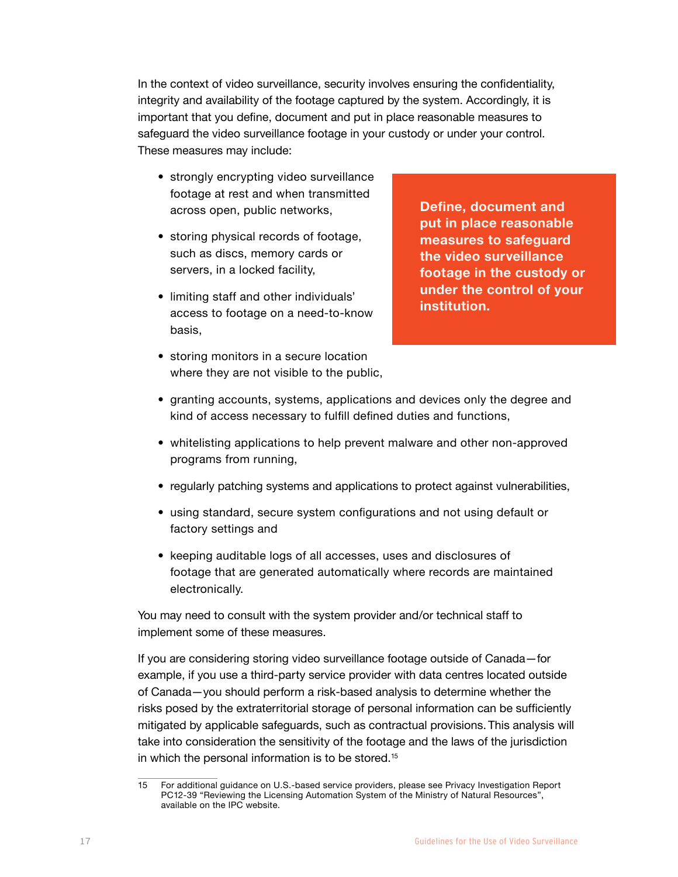In the context of video surveillance, security involves ensuring the confidentiality, integrity and availability of the footage captured by the system. Accordingly, it is important that you define, document and put in place reasonable measures to safeguard the video surveillance footage in your custody or under your control. These measures may include:

**Define, document and put in place reasonable measures to safeguard the video surveillance footage in the custody or under the control of your institution.**

- strongly encrypting video surveillance footage at rest and when transmitted across open, public networks,
- storing physical records of footage, such as discs, memory cards or servers, in a locked facility,
- limiting staff and other individuals' access to footage on a need-to-know basis,
- storing monitors in a secure location where they are not visible to the public,
- granting accounts, systems, applications and devices only the degree and kind of access necessary to fulfill defined duties and functions,
- whitelisting applications to help prevent malware and other non-approved programs from running,
- regularly patching systems and applications to protect against vulnerabilities,
- using standard, secure system configurations and not using default or factory settings and
- keeping auditable logs of all accesses, uses and disclosures of footage that are generated automatically where records are maintained electronically.

You may need to consult with the system provider and/or technical staff to implement some of these measures.

If you are considering storing video surveillance footage outside of Canada—for example, if you use a third-party service provider with data centres located outside of Canada—you should perform a risk-based analysis to determine whether the risks posed by the extraterritorial storage of personal information can be sufficiently mitigated by applicable safeguards, such as contractual provisions. This analysis will take into consideration the sensitivity of the footage and the laws of the jurisdiction in which the personal information is to be stored.[15]

---

15 For additional guidance on U.S.-based service providers, please see Privacy Investigation Report PC12-39 "Reviewing the Licensing Automation System of the Ministry of Natural Resources", available on the IPC website.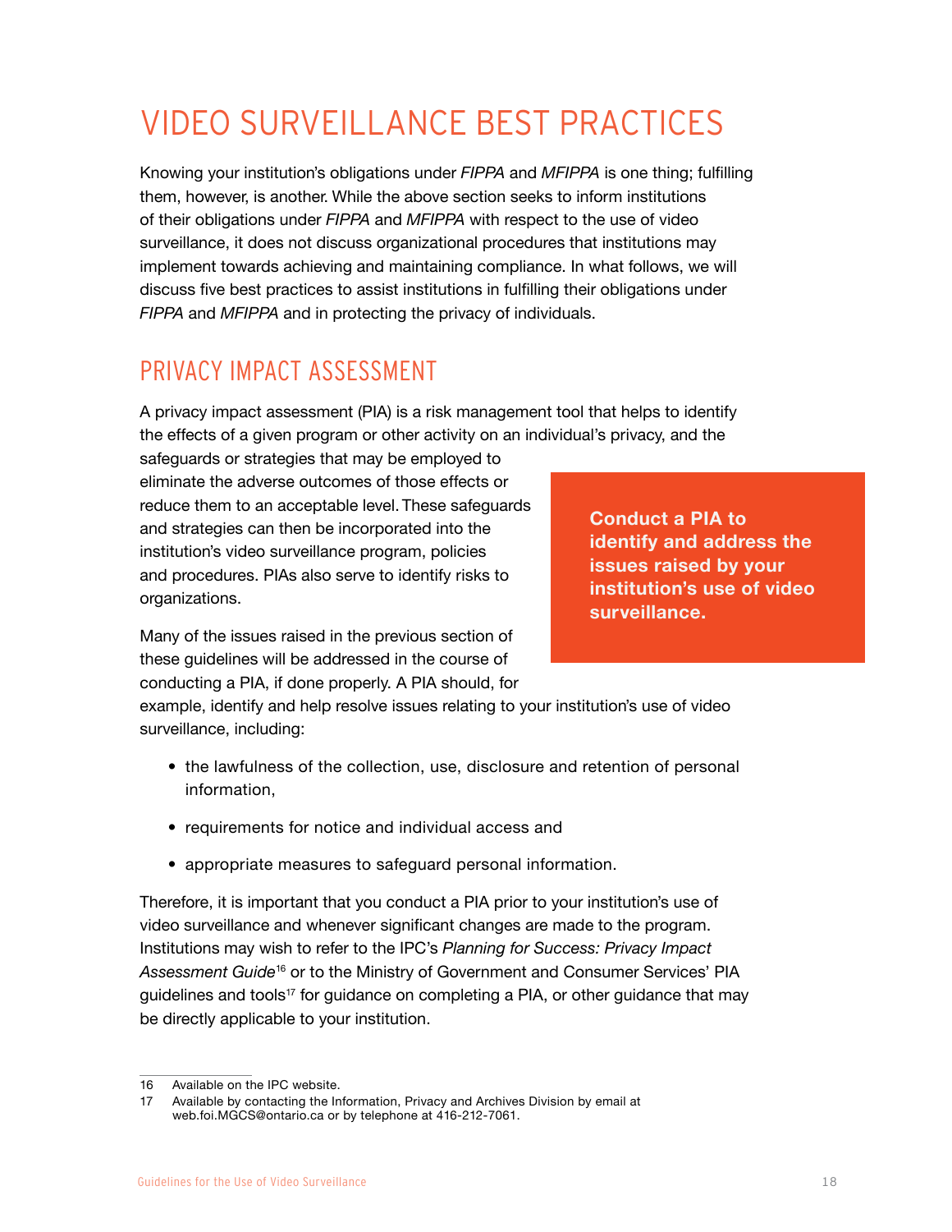# VIDEO SURVEILLANCE BEST PRACTICES

Knowing your institution's obligations under *FIPPA* and *MFIPPA* is one thing; fulfilling them, however, is another. While the above section seeks to inform institutions of their obligations under *FIPPA* and *MFIPPA* with respect to the use of video surveillance, it does not discuss organizational procedures that institutions may implement towards achieving and maintaining compliance. In what follows, we will discuss five best practices to assist institutions in fulfilling their obligations under *FIPPA* and *MFIPPA* and in protecting the privacy of individuals.

## PRIVACY IMPACT ASSESSMENT

A privacy impact assessment (PIA) is a risk management tool that helps to identify the effects of a given program or other activity on an individual's privacy, and the safeguards or strategies that may be employed to eliminate the adverse outcomes of those effects or reduce them to an acceptable level. These safeguards and strategies can then be incorporated into the institution's video surveillance program, policies and procedures. PIAs also serve to identify risks to organizations.

**Conduct a PIA to identify and address the issues raised by your institution's use of video surveillance.**

Many of the issues raised in the previous section of these guidelines will be addressed in the course of conducting a PIA, if done properly. A PIA should, for example, identify and help resolve issues relating to your institution's use of video surveillance, including:

- the lawfulness of the collection, use, disclosure and retention of personal information,
- requirements for notice and individual access and
- appropriate measures to safeguard personal information.

Therefore, it is important that you conduct a PIA prior to your institution's use of video surveillance and whenever significant changes are made to the program. Institutions may wish to refer to the IPC's *Planning for Success: Privacy Impact Assessment Guide*[16] or to the Ministry of Government and Consumer Services' PIA guidelines and tools[17] for guidance on completing a PIA, or other guidance that may be directly applicable to your institution.

---

16 Available on the IPC website.

17 Available by contacting the Information, Privacy and Archives Division by email at web.foi.MGCS@ontario.ca or by telephone at 416-212-7061.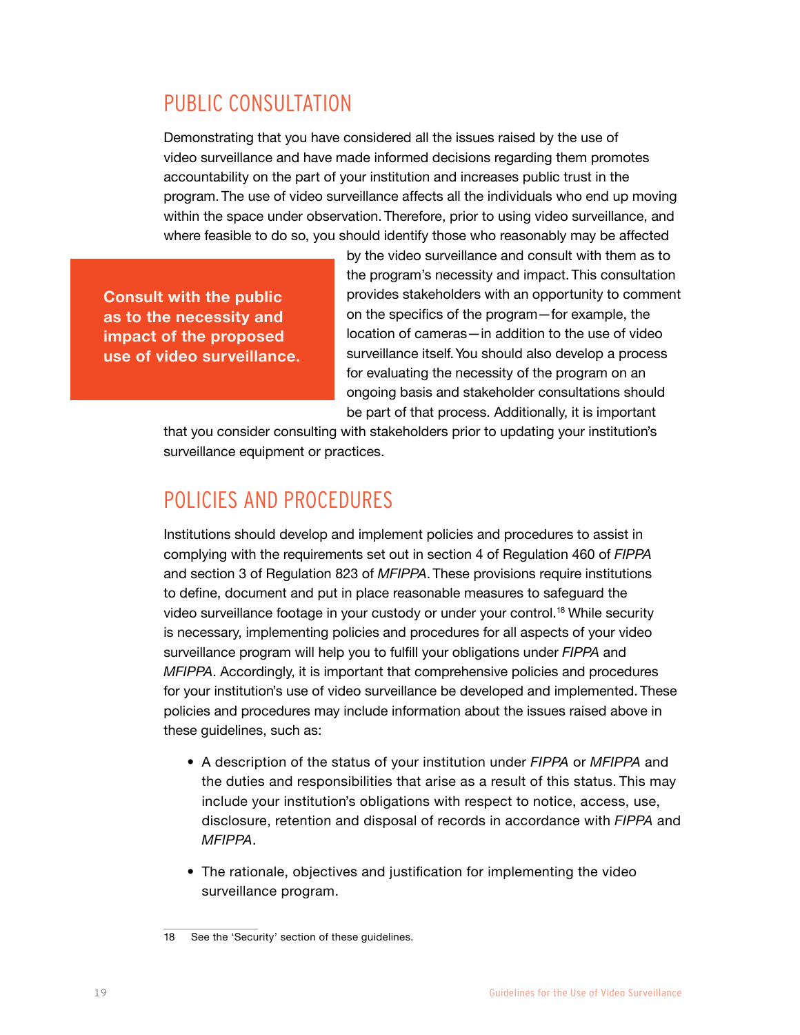## PUBLIC CONSULTATION

Demonstrating that you have considered all the issues raised by the use of video surveillance and have made informed decisions regarding them promotes accountability on the part of your institution and increases public trust in the program. The use of video surveillance affects all the individuals who end up moving within the space under observation. Therefore, prior to using video surveillance, and where feasible to do so, you should identify those who reasonably may be affected by the video surveillance and consult with them as to the program's necessity and impact. This consultation provides stakeholders with an opportunity to comment on the specifics of the program—for example, the location of cameras—in addition to the use of video surveillance itself. You should also develop a process for evaluating the necessity of the program on an ongoing basis and stakeholder consultations should be part of that process. Additionally, it is important that you consider consulting with stakeholders prior to updating your institution's surveillance equipment or practices.

**Consult with the public as to the necessity and impact of the proposed use of video surveillance.**

## POLICIES AND PROCEDURES

Institutions should develop and implement policies and procedures to assist in complying with the requirements set out in section 4 of Regulation 460 of *FIPPA* and section 3 of Regulation 823 of *MFIPPA*. These provisions require institutions to define, document and put in place reasonable measures to safeguard the video surveillance footage in your custody or under your control.[18] While security is necessary, implementing policies and procedures for all aspects of your video surveillance program will help you to fulfill your obligations under *FIPPA* and *MFIPPA*. Accordingly, it is important that comprehensive policies and procedures for your institution's use of video surveillance be developed and implemented. These policies and procedures may include information about the issues raised above in these guidelines, such as:

- A description of the status of your institution under *FIPPA* or *MFIPPA* and the duties and responsibilities that arise as a result of this status. This may include your institution's obligations with respect to notice, access, use, disclosure, retention and disposal of records in accordance with *FIPPA* and *MFIPPA*.
- The rationale, objectives and justification for implementing the video surveillance program.

18 See the 'Security' section of these guidelines.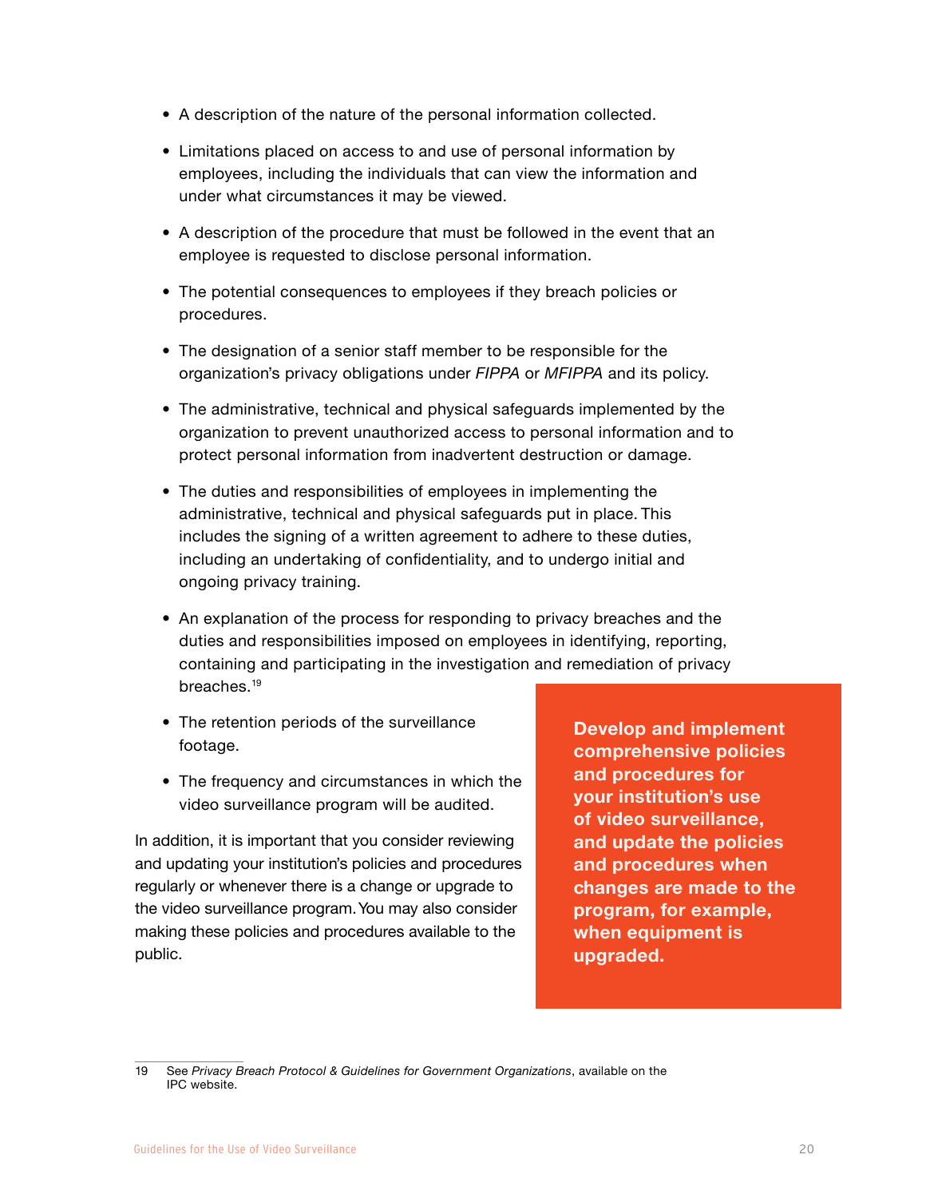- A description of the nature of the personal information collected.
- Limitations placed on access to and use of personal information by employees, including the individuals that can view the information and under what circumstances it may be viewed.
- A description of the procedure that must be followed in the event that an employee is requested to disclose personal information.
- The potential consequences to employees if they breach policies or procedures.
- The designation of a senior staff member to be responsible for the organization's privacy obligations under *FIPPA* or *MFIPPA* and its policy.
- The administrative, technical and physical safeguards implemented by the organization to prevent unauthorized access to personal information and to protect personal information from inadvertent destruction or damage.
- The duties and responsibilities of employees in implementing the administrative, technical and physical safeguards put in place. This includes the signing of a written agreement to adhere to these duties, including an undertaking of confidentiality, and to undergo initial and ongoing privacy training.
- An explanation of the process for responding to privacy breaches and the duties and responsibilities imposed on employees in identifying, reporting, containing and participating in the investigation and remediation of privacy breaches.[19]
- The retention periods of the surveillance footage.
- The frequency and circumstances in which the video surveillance program will be audited.

In addition, it is important that you consider reviewing and updating your institution's policies and procedures regularly or whenever there is a change or upgrade to the video surveillance program. You may also consider making these policies and procedures available to the public.

**Develop and implement comprehensive policies and procedures for your institution's use of video surveillance, and update the policies and procedures when changes are made to the program, for example, when equipment is upgraded.**

---

19 See *Privacy Breach Protocol & Guidelines for Government Organizations*, available on the IPC website.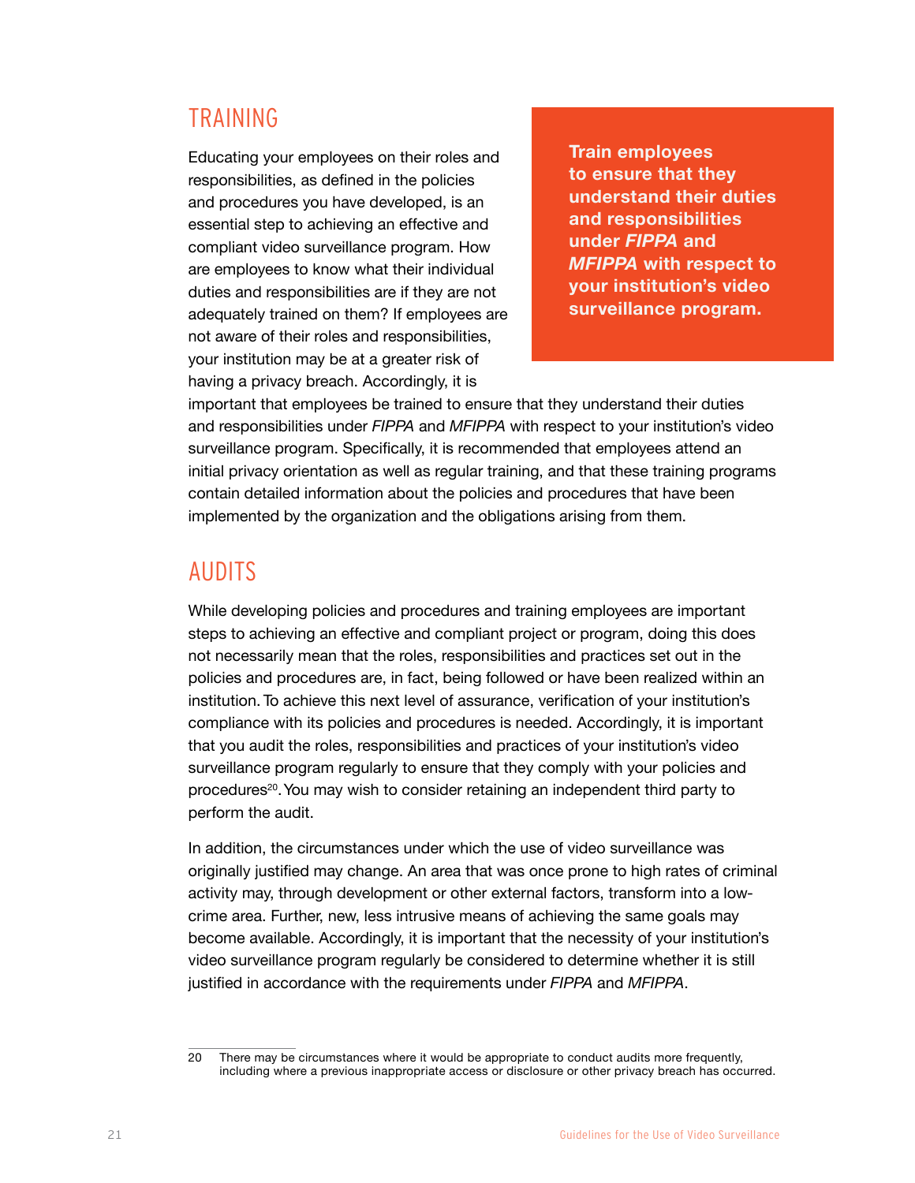## TRAINING

**Train employees to ensure that they understand their duties and responsibilities under *FIPPA* and *MFIPPA* with respect to your institution's video surveillance program.**

Educating your employees on their roles and responsibilities, as defined in the policies and procedures you have developed, is an essential step to achieving an effective and compliant video surveillance program. How are employees to know what their individual duties and responsibilities are if they are not adequately trained on them? If employees are not aware of their roles and responsibilities, your institution may be at a greater risk of having a privacy breach. Accordingly, it is important that employees be trained to ensure that they understand their duties and responsibilities under *FIPPA* and *MFIPPA* with respect to your institution's video surveillance program. Specifically, it is recommended that employees attend an initial privacy orientation as well as regular training, and that these training programs contain detailed information about the policies and procedures that have been implemented by the organization and the obligations arising from them.

## AUDITS

While developing policies and procedures and training employees are important steps to achieving an effective and compliant project or program, doing this does not necessarily mean that the roles, responsibilities and practices set out in the policies and procedures are, in fact, being followed or have been realized within an institution. To achieve this next level of assurance, verification of your institution's compliance with its policies and procedures is needed. Accordingly, it is important that you audit the roles, responsibilities and practices of your institution's video surveillance program regularly to ensure that they comply with your policies and procedures[20]. You may wish to consider retaining an independent third party to perform the audit.

In addition, the circumstances under which the use of video surveillance was originally justified may change. An area that was once prone to high rates of criminal activity may, through development or other external factors, transform into a low-crime area. Further, new, less intrusive means of achieving the same goals may become available. Accordingly, it is important that the necessity of your institution's video surveillance program regularly be considered to determine whether it is still justified in accordance with the requirements under *FIPPA* and *MFIPPA*.

---

20 There may be circumstances where it would be appropriate to conduct audits more frequently, including where a previous inappropriate access or disclosure or other privacy breach has occurred.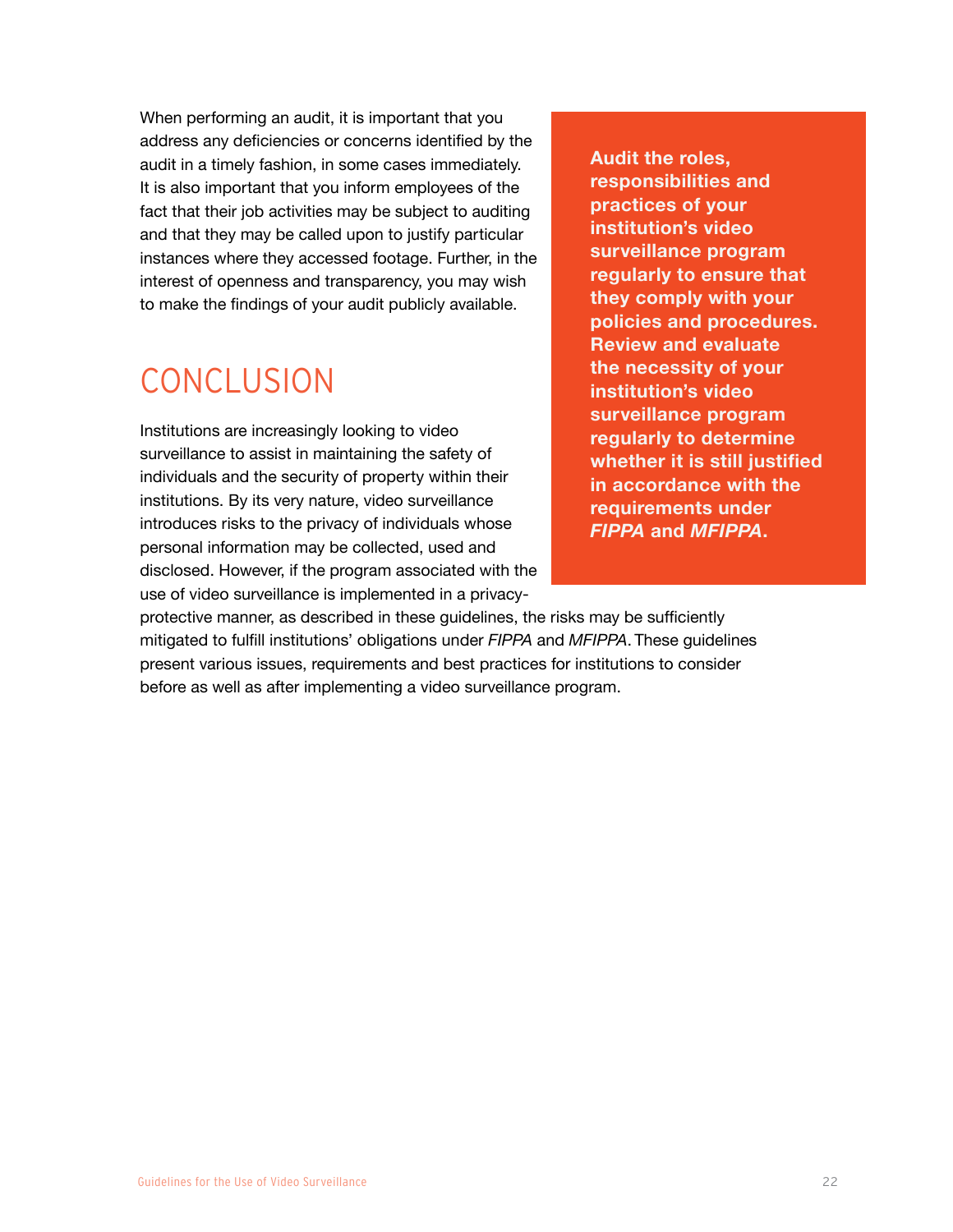When performing an audit, it is important that you address any deficiencies or concerns identified by the audit in a timely fashion, in some cases immediately. It is also important that you inform employees of the fact that their job activities may be subject to auditing and that they may be called upon to justify particular instances where they accessed footage. Further, in the interest of openness and transparency, you may wish to make the findings of your audit publicly available.

**Audit the roles, responsibilities and practices of your institution's video surveillance program regularly to ensure that they comply with your policies and procedures. Review and evaluate the necessity of your institution's video surveillance program regularly to determine whether it is still justified in accordance with the requirements under *FIPPA* and *MFIPPA*.**

## CONCLUSION

Institutions are increasingly looking to video surveillance to assist in maintaining the safety of individuals and the security of property within their institutions. By its very nature, video surveillance introduces risks to the privacy of individuals whose personal information may be collected, used and disclosed. However, if the program associated with the use of video surveillance is implemented in a privacy-protective manner, as described in these guidelines, the risks may be sufficiently mitigated to fulfill institutions' obligations under *FIPPA* and *MFIPPA*. These guidelines present various issues, requirements and best practices for institutions to consider before as well as after implementing a video surveillance program.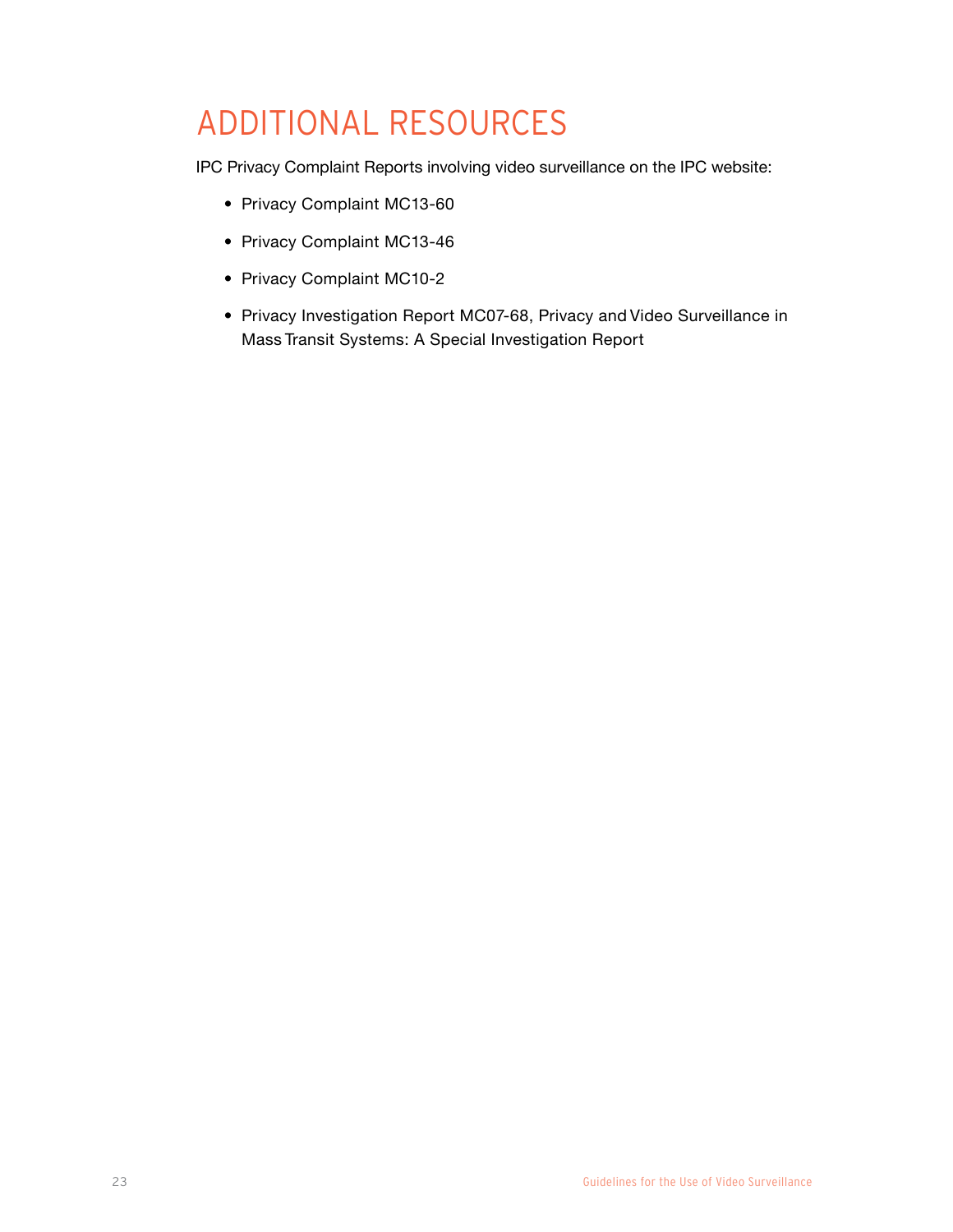# ADDITIONAL RESOURCES

IPC Privacy Complaint Reports involving video surveillance on the IPC website:

- Privacy Complaint MC13-60
- Privacy Complaint MC13-46
- Privacy Complaint MC10-2
- Privacy Investigation Report MC07-68, Privacy and Video Surveillance in Mass Transit Systems: A Special Investigation Report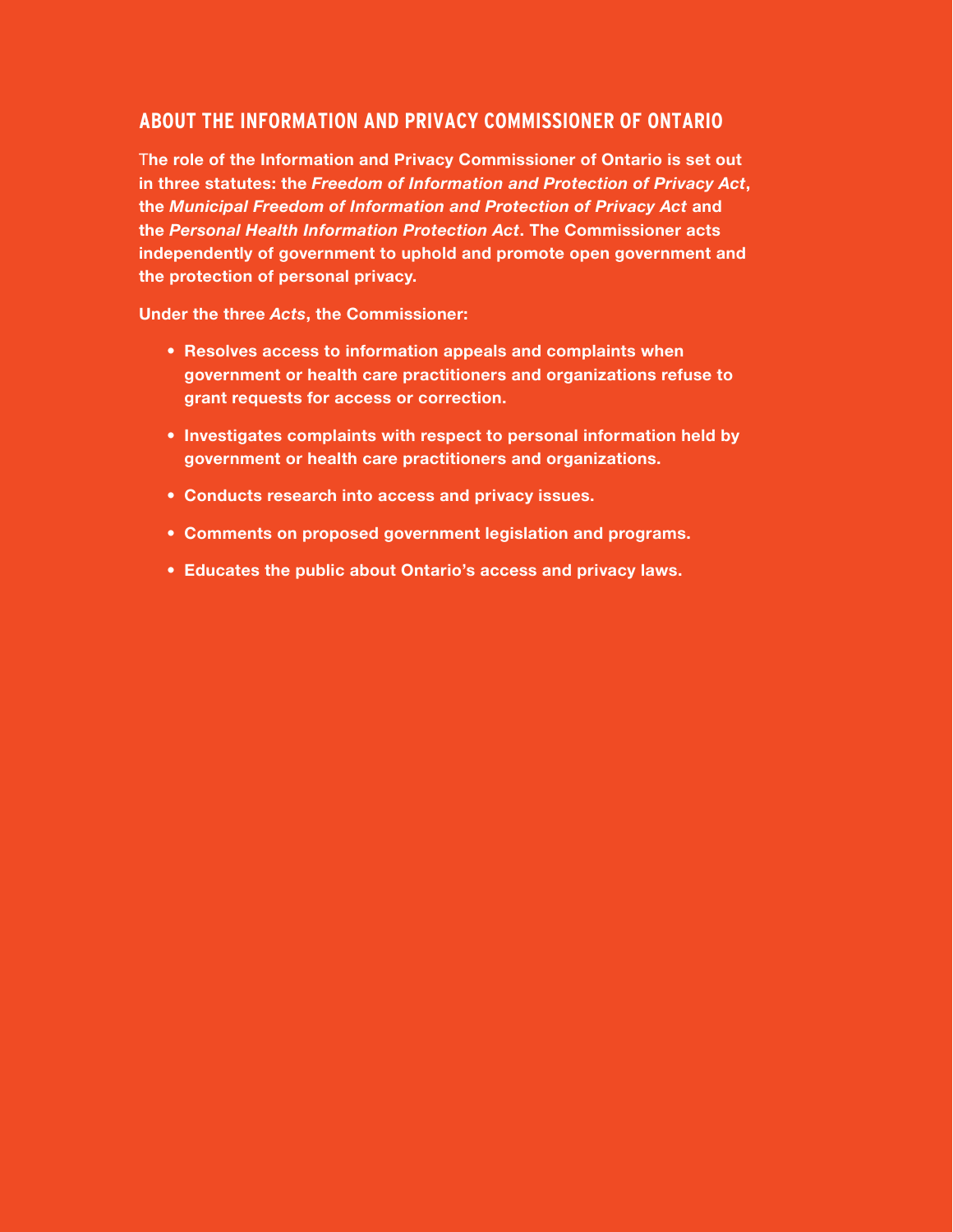## ABOUT THE INFORMATION AND PRIVACY COMMISSIONER OF ONTARIO

**The role of the Information and Privacy Commissioner of Ontario is set out in three statutes: the *Freedom of Information and Protection of Privacy Act*, the *Municipal Freedom of Information and Protection of Privacy Act* and the *Personal Health Information Protection Act*. The Commissioner acts independently of government to uphold and promote open government and the protection of personal privacy.**

**Under the three *Acts*, the Commissioner:**

- **Resolves access to information appeals and complaints when government or health care practitioners and organizations refuse to grant requests for access or correction.**
- **Investigates complaints with respect to personal information held by government or health care practitioners and organizations.**
- **Conducts research into access and privacy issues.**
- **Comments on proposed government legislation and programs.**
- **Educates the public about Ontario's access and privacy laws.**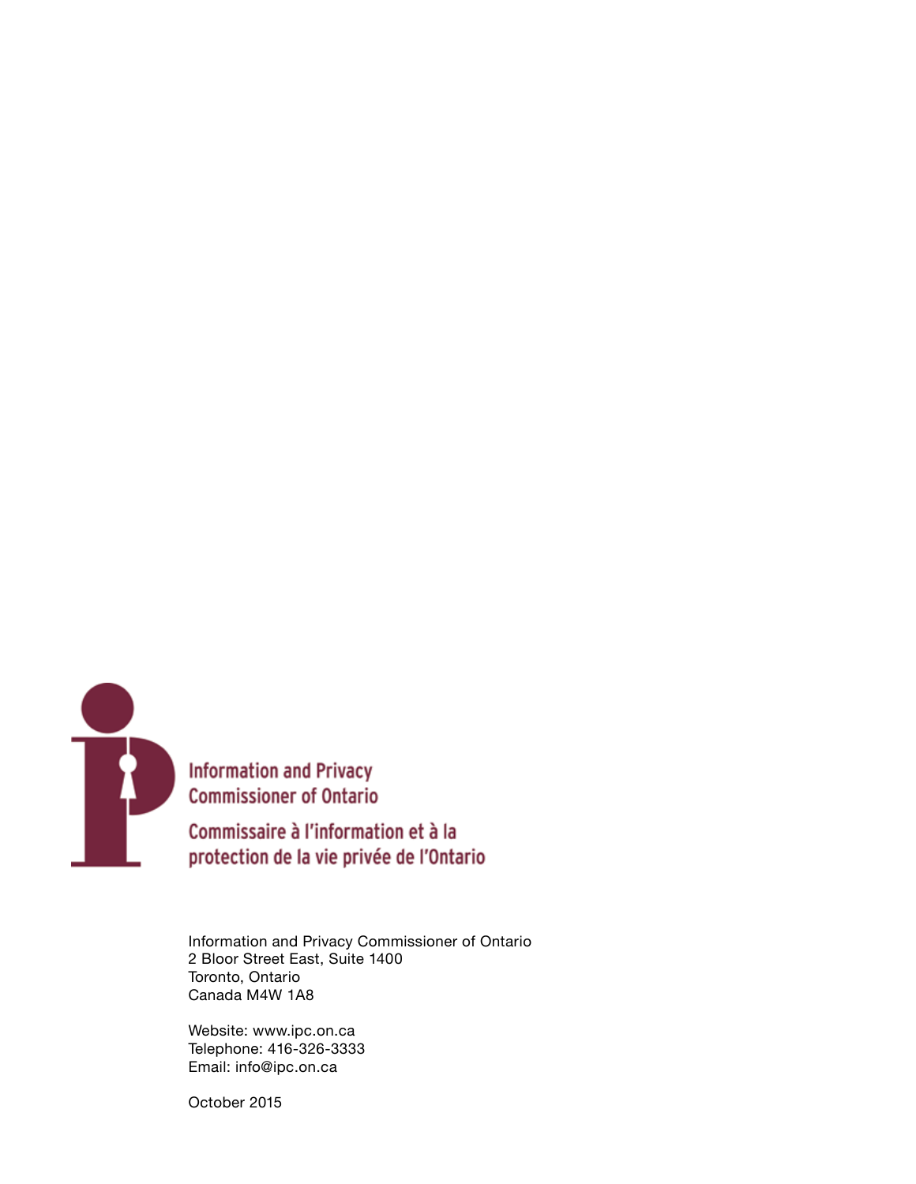Information and Privacy Commissioner of Ontario

Commissaire à l'information et à la protection de la vie privée de l'Ontario

Information and Privacy Commissioner of Ontario
2 Bloor Street East, Suite 1400
Toronto, Ontario
Canada M4W 1A8

Website: www.ipc.on.ca
Telephone: 416-326-3333
Email: info@ipc.on.ca

October 2015